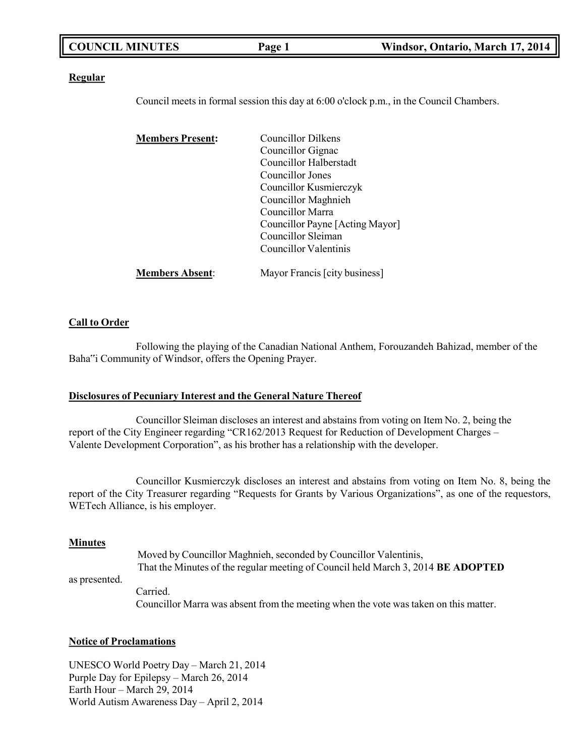**Regular**

Council meets in formal session this day at 6:00 o'clock p.m., in the Council Chambers.

**Members Present:**

Councillor Dilkens
Councillor Gignac
Councillor Halberstadt
Councillor Jones
Councillor Kusmierczyk
Councillor Maghnieh
Councillor Marra
Councillor Payne [Acting Mayor]
Councillor Sleiman
Councillor Valentinis

**Members Absent**: Mayor Francis [city business]

**Call to Order**

Following the playing of the Canadian National Anthem, Forouzandeh Bahizad, member of the Baha"i Community of Windsor, offers the Opening Prayer.

**Disclosures of Pecuniary Interest and the General Nature Thereof**

Councillor Sleiman discloses an interest and abstains from voting on Item No. 2, being the report of the City Engineer regarding "CR162/2013 Request for Reduction of Development Charges – Valente Development Corporation", as his brother has a relationship with the developer.

Councillor Kusmierczyk discloses an interest and abstains from voting on Item No. 8, being the report of the City Treasurer regarding "Requests for Grants by Various Organizations", as one of the requestors, WETech Alliance, is his employer.

**Minutes**

Moved by Councillor Maghnieh, seconded by Councillor Valentinis,
That the Minutes of the regular meeting of Council held March 3, 2014 **BE ADOPTED** as presented.

Carried.

Councillor Marra was absent from the meeting when the vote was taken on this matter.

**Notice of Proclamations**

UNESCO World Poetry Day – March 21, 2014
Purple Day for Epilepsy – March 26, 2014
Earth Hour – March 29, 2014
World Autism Awareness Day – April 2, 2014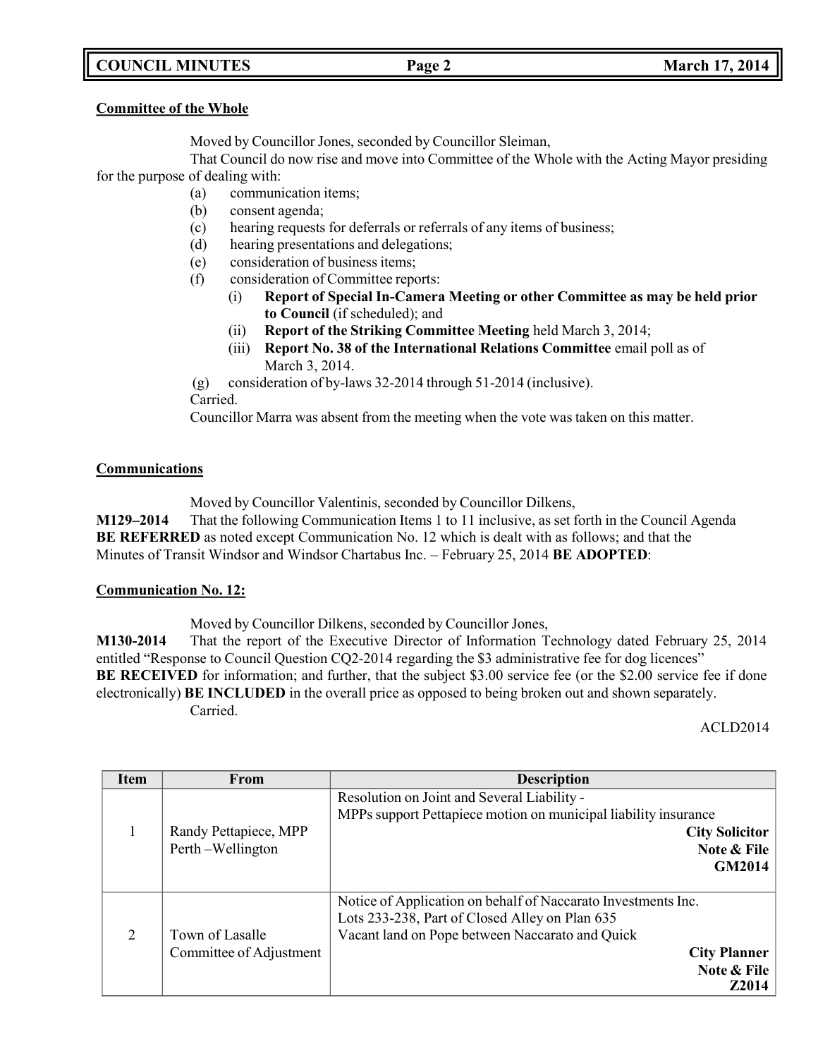**Committee of the Whole**

Moved by Councillor Jones, seconded by Councillor Sleiman,

That Council do now rise and move into Committee of the Whole with the Acting Mayor presiding for the purpose of dealing with:

- (a) communication items;
- (b) consent agenda;
- (c) hearing requests for deferrals or referrals of any items of business;
- (d) hearing presentations and delegations;
- (e) consideration of business items;
- (f) consideration of Committee reports:
  - (i) **Report of Special In-Camera Meeting or other Committee as may be held prior to Council** (if scheduled); and
  - (ii) **Report of the Striking Committee Meeting** held March 3, 2014;
  - (iii) **Report No. 38 of the International Relations Committee** email poll as of March 3, 2014.
- (g) consideration of by-laws 32-2014 through 51-2014 (inclusive).

Carried.

Councillor Marra was absent from the meeting when the vote was taken on this matter.

**Communications**

Moved by Councillor Valentinis, seconded by Councillor Dilkens,

**M129–2014** That the following Communication Items 1 to 11 inclusive, as set forth in the Council Agenda **BE REFERRED** as noted except Communication No. 12 which is dealt with as follows; and that the Minutes of Transit Windsor and Windsor Chartabus Inc. – February 25, 2014 **BE ADOPTED**:

**Communication No. 12:**

Moved by Councillor Dilkens, seconded by Councillor Jones,

**M130-2014** That the report of the Executive Director of Information Technology dated February 25, 2014 entitled "Response to Council Question CQ2-2014 regarding the $3 administrative fee for dog licences" **BE RECEIVED** for information; and further, that the subject $3.00 service fee (or the $2.00 service fee if done electronically) **BE INCLUDED** in the overall price as opposed to being broken out and shown separately.

Carried.

ACLD2014

| Item | From | Description |
|---|---|---|
| 1 | Randy Pettapiece, MPP Perth –Wellington | Resolution on Joint and Several Liability - MPPs support Pettapiece motion on municipal liability insurance **City Solicitor Note & File GM2014** |
| 2 | Town of Lasalle Committee of Adjustment | Notice of Application on behalf of Naccarato Investments Inc. Lots 233-238, Part of Closed Alley on Plan 635 Vacant land on Pope between Naccarato and Quick **City Planner Note & File Z2014** |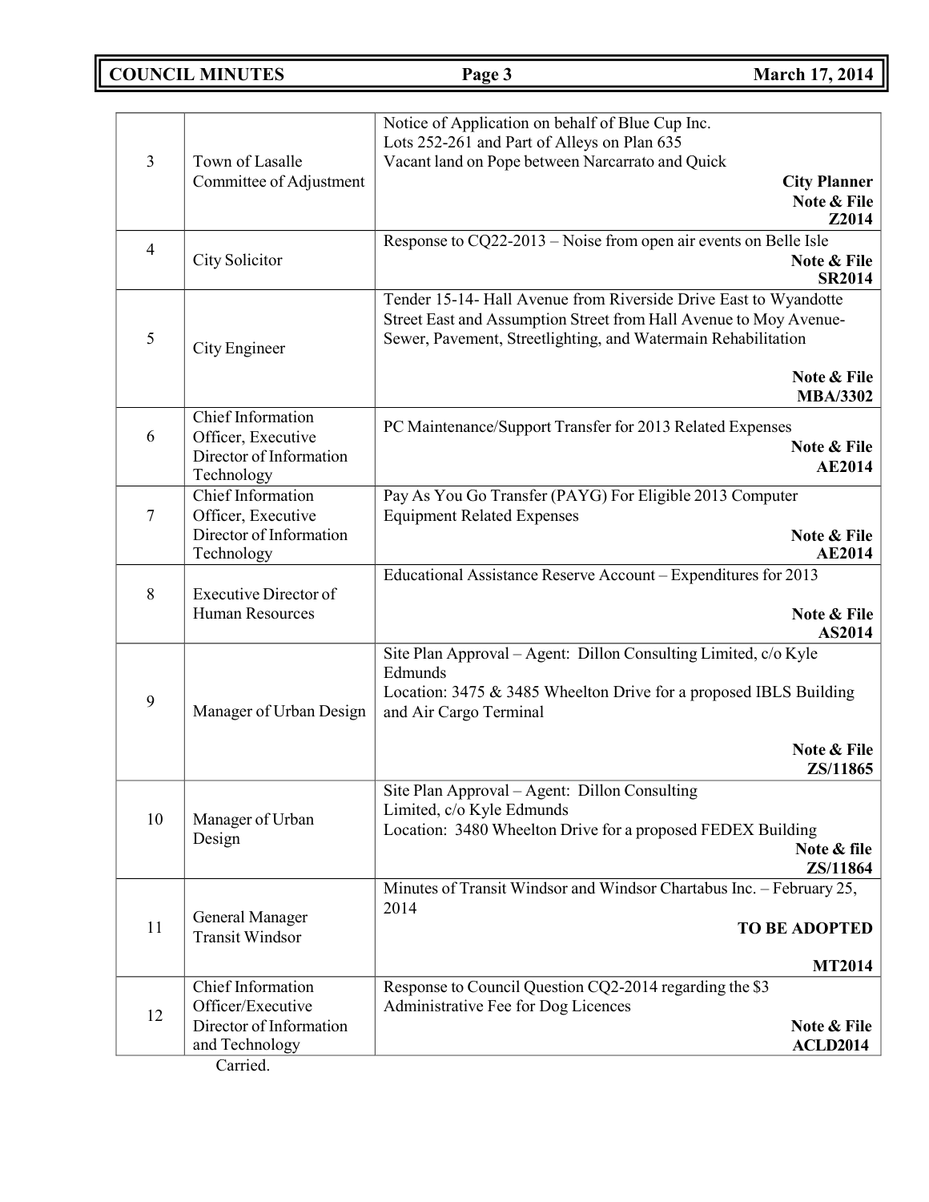| 3 | Town of Lasalle Committee of Adjustment | Notice of Application on behalf of Blue Cup Inc.<br>Lots 252-261 and Part of Alleys on Plan 635<br>Vacant land on Pope between Narcarrato and Quick<br>**City Planner**<br>**Note & File**<br>**Z2014** |
|---|---|---|
| 4 | City Solicitor | Response to CQ22-2013 – Noise from open air events on Belle Isle<br>**Note & File**<br>**SR2014** |
| 5 | City Engineer | Tender 15-14- Hall Avenue from Riverside Drive East to Wyandotte Street East and Assumption Street from Hall Avenue to Moy Avenue- Sewer, Pavement, Streetlighting, and Watermain Rehabilitation<br>**Note & File**<br>**MBA/3302** |
| 6 | Chief Information Officer, Executive Director of Information Technology | PC Maintenance/Support Transfer for 2013 Related Expenses<br>**Note & File**<br>**AE2014** |
| 7 | Chief Information Officer, Executive Director of Information Technology | Pay As You Go Transfer (PAYG) For Eligible 2013 Computer Equipment Related Expenses<br>**Note & File**<br>**AE2014** |
| 8 | Executive Director of Human Resources | Educational Assistance Reserve Account – Expenditures for 2013<br>**Note & File**<br>**AS2014** |
| 9 | Manager of Urban Design | Site Plan Approval – Agent: Dillon Consulting Limited, c/o Kyle Edmunds<br>Location: 3475 & 3485 Wheelton Drive for a proposed IBLS Building and Air Cargo Terminal<br>**Note & File**<br>**ZS/11865** |
| 10 | Manager of Urban Design | Site Plan Approval – Agent: Dillon Consulting Limited, c/o Kyle Edmunds<br>Location: 3480 Wheelton Drive for a proposed FEDEX Building<br>**Note & file**<br>**ZS/11864** |
| 11 | General Manager Transit Windsor | Minutes of Transit Windsor and Windsor Chartabus Inc. – February 25, 2014<br>**TO BE ADOPTED**<br>**MT2014** |
| 12 | Chief Information Officer/Executive Director of Information and Technology | Response to Council Question CQ2-2014 regarding the $3 Administrative Fee for Dog Licences<br>**Note & File**<br>**ACLD2014** |

Carried.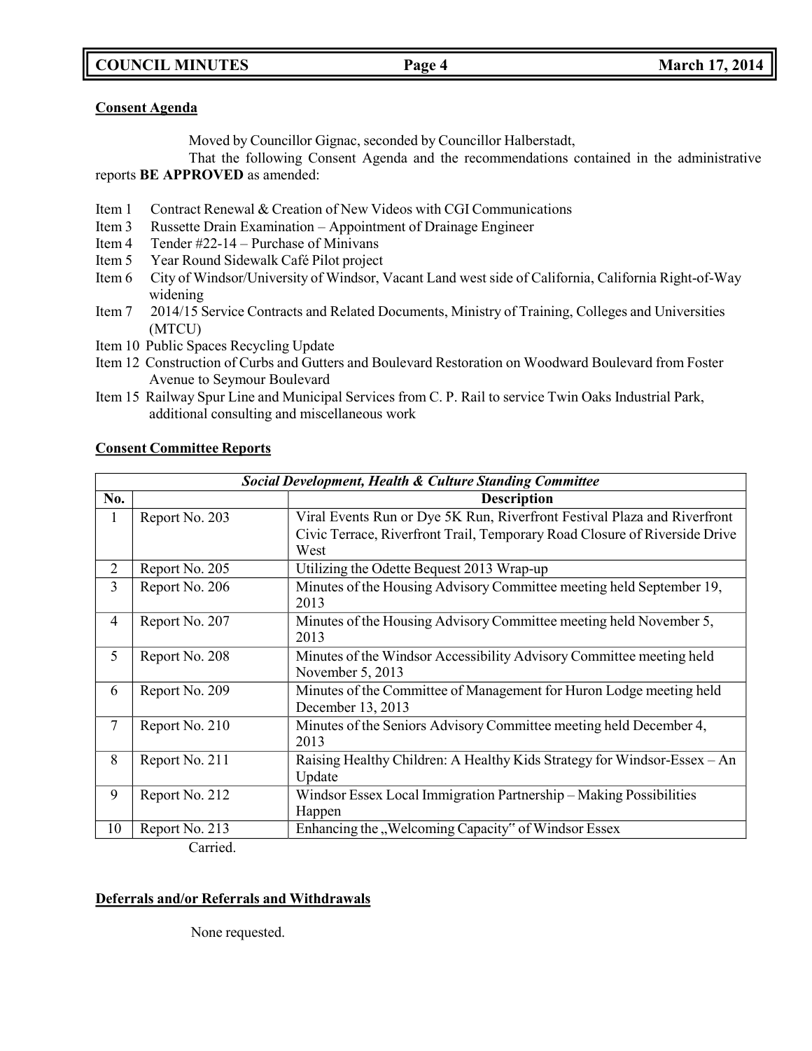**Consent Agenda**

Moved by Councillor Gignac, seconded by Councillor Halberstadt,

That the following Consent Agenda and the recommendations contained in the administrative reports **BE APPROVED** as amended:

- Item 1 Contract Renewal & Creation of New Videos with CGI Communications
- Item 3 Russette Drain Examination – Appointment of Drainage Engineer
- Item 4 Tender #22-14 – Purchase of Minivans
- Item 5 Year Round Sidewalk Café Pilot project
- Item 6 City of Windsor/University of Windsor, Vacant Land west side of California, California Right-of-Way widening
- Item 7 2014/15 Service Contracts and Related Documents, Ministry of Training, Colleges and Universities (MTCU)
- Item 10 Public Spaces Recycling Update
- Item 12 Construction of Curbs and Gutters and Boulevard Restoration on Woodward Boulevard from Foster Avenue to Seymour Boulevard
- Item 15 Railway Spur Line and Municipal Services from C. P. Rail to service Twin Oaks Industrial Park, additional consulting and miscellaneous work

**Consent Committee Reports**

| *Social Development, Health & Culture Standing Committee* | | |
|---|---|---|
| **No.** | | **Description** |
| 1 | Report No. 203 | Viral Events Run or Dye 5K Run, Riverfront Festival Plaza and Riverfront Civic Terrace, Riverfront Trail, Temporary Road Closure of Riverside Drive West |
| 2 | Report No. 205 | Utilizing the Odette Bequest 2013 Wrap-up |
| 3 | Report No. 206 | Minutes of the Housing Advisory Committee meeting held September 19, 2013 |
| 4 | Report No. 207 | Minutes of the Housing Advisory Committee meeting held November 5, 2013 |
| 5 | Report No. 208 | Minutes of the Windsor Accessibility Advisory Committee meeting held November 5, 2013 |
| 6 | Report No. 209 | Minutes of the Committee of Management for Huron Lodge meeting held December 13, 2013 |
| 7 | Report No. 210 | Minutes of the Seniors Advisory Committee meeting held December 4, 2013 |
| 8 | Report No. 211 | Raising Healthy Children: A Healthy Kids Strategy for Windsor-Essex – An Update |
| 9 | Report No. 212 | Windsor Essex Local Immigration Partnership – Making Possibilities Happen |
| 10 | Report No. 213 | Enhancing the „Welcoming Capacity" of Windsor Essex |

Carried.

**Deferrals and/or Referrals and Withdrawals**

None requested.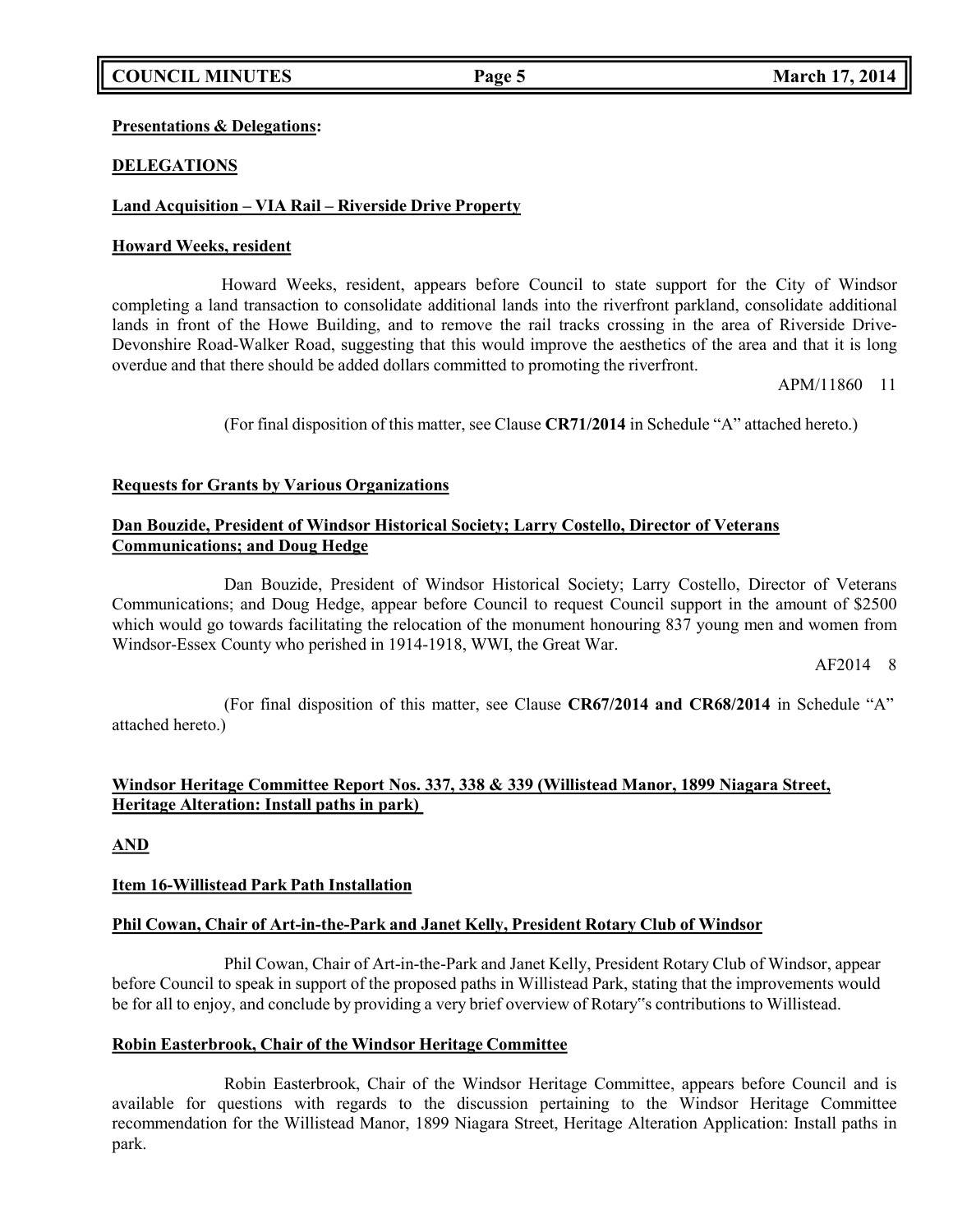**Presentations & Delegations:**

**DELEGATIONS**

**Land Acquisition – VIA Rail – Riverside Drive Property**

**Howard Weeks, resident**

Howard Weeks, resident, appears before Council to state support for the City of Windsor completing a land transaction to consolidate additional lands into the riverfront parkland, consolidate additional lands in front of the Howe Building, and to remove the rail tracks crossing in the area of Riverside Drive-Devonshire Road-Walker Road, suggesting that this would improve the aesthetics of the area and that it is long overdue and that there should be added dollars committed to promoting the riverfront.

APM/11860 11

(For final disposition of this matter, see Clause **CR71/2014** in Schedule "A" attached hereto.)

**Requests for Grants by Various Organizations**

**Dan Bouzide, President of Windsor Historical Society; Larry Costello, Director of Veterans Communications; and Doug Hedge**

Dan Bouzide, President of Windsor Historical Society; Larry Costello, Director of Veterans Communications; and Doug Hedge, appear before Council to request Council support in the amount of $2500 which would go towards facilitating the relocation of the monument honouring 837 young men and women from Windsor-Essex County who perished in 1914-1918, WWI, the Great War.

AF2014 8

(For final disposition of this matter, see Clause **CR67/2014 and CR68/2014** in Schedule "A" attached hereto.)

**Windsor Heritage Committee Report Nos. 337, 338 & 339 (Willistead Manor, 1899 Niagara Street, Heritage Alteration: Install paths in park)**

**AND**

**Item 16-Willistead Park Path Installation**

**Phil Cowan, Chair of Art-in-the-Park and Janet Kelly, President Rotary Club of Windsor**

Phil Cowan, Chair of Art-in-the-Park and Janet Kelly, President Rotary Club of Windsor, appear before Council to speak in support of the proposed paths in Willistead Park, stating that the improvements would be for all to enjoy, and conclude by providing a very brief overview of Rotary"s contributions to Willistead.

**Robin Easterbrook, Chair of the Windsor Heritage Committee**

Robin Easterbrook, Chair of the Windsor Heritage Committee, appears before Council and is available for questions with regards to the discussion pertaining to the Windsor Heritage Committee recommendation for the Willistead Manor, 1899 Niagara Street, Heritage Alteration Application: Install paths in park.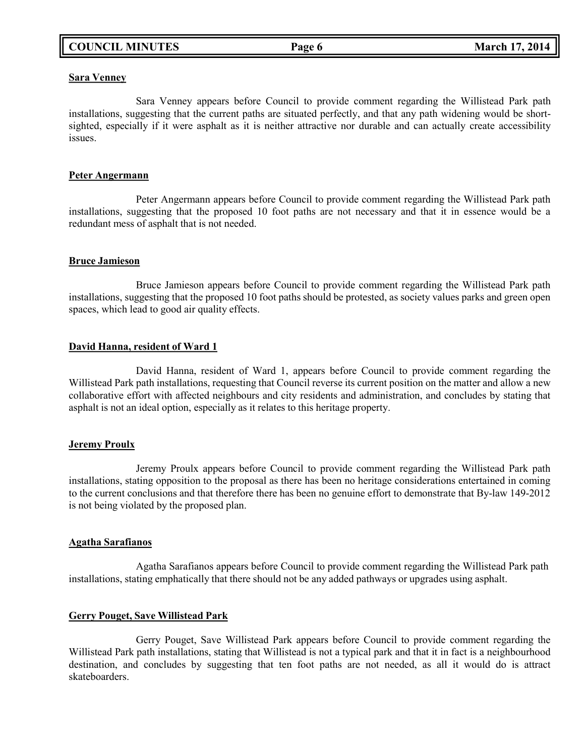**Sara Venney**

Sara Venney appears before Council to provide comment regarding the Willistead Park path installations, suggesting that the current paths are situated perfectly, and that any path widening would be short-sighted, especially if it were asphalt as it is neither attractive nor durable and can actually create accessibility issues.

**Peter Angermann**

Peter Angermann appears before Council to provide comment regarding the Willistead Park path installations, suggesting that the proposed 10 foot paths are not necessary and that it in essence would be a redundant mess of asphalt that is not needed.

**Bruce Jamieson**

Bruce Jamieson appears before Council to provide comment regarding the Willistead Park path installations, suggesting that the proposed 10 foot paths should be protested, as society values parks and green open spaces, which lead to good air quality effects.

**David Hanna, resident of Ward 1**

David Hanna, resident of Ward 1, appears before Council to provide comment regarding the Willistead Park path installations, requesting that Council reverse its current position on the matter and allow a new collaborative effort with affected neighbours and city residents and administration, and concludes by stating that asphalt is not an ideal option, especially as it relates to this heritage property.

**Jeremy Proulx**

Jeremy Proulx appears before Council to provide comment regarding the Willistead Park path installations, stating opposition to the proposal as there has been no heritage considerations entertained in coming to the current conclusions and that therefore there has been no genuine effort to demonstrate that By-law 149-2012 is not being violated by the proposed plan.

**Agatha Sarafianos**

Agatha Sarafianos appears before Council to provide comment regarding the Willistead Park path installations, stating emphatically that there should not be any added pathways or upgrades using asphalt.

**Gerry Pouget, Save Willistead Park**

Gerry Pouget, Save Willistead Park appears before Council to provide comment regarding the Willistead Park path installations, stating that Willistead is not a typical park and that it in fact is a neighbourhood destination, and concludes by suggesting that ten foot paths are not needed, as all it would do is attract skateboarders.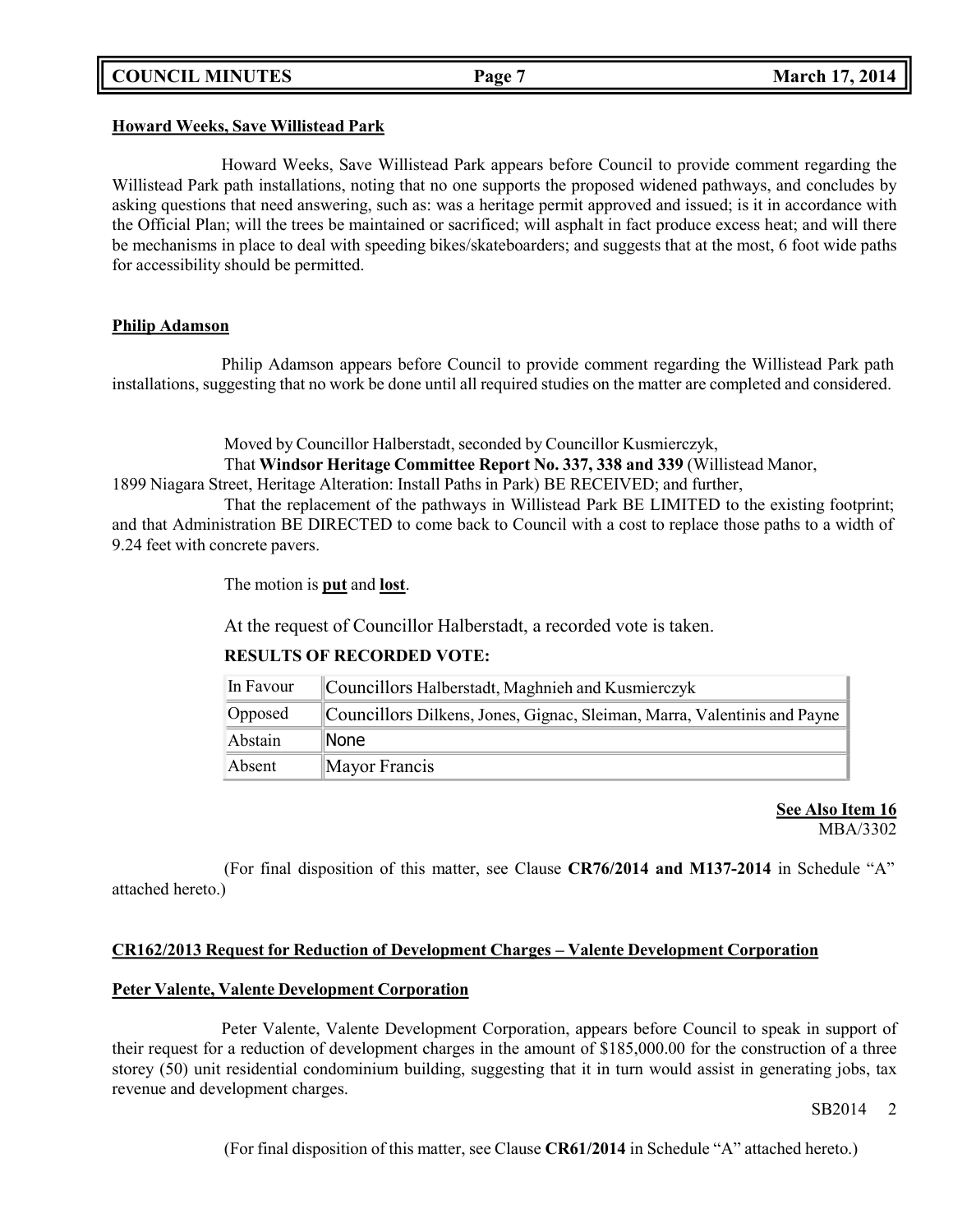**Howard Weeks, Save Willistead Park**

Howard Weeks, Save Willistead Park appears before Council to provide comment regarding the Willistead Park path installations, noting that no one supports the proposed widened pathways, and concludes by asking questions that need answering, such as: was a heritage permit approved and issued; is it in accordance with the Official Plan; will the trees be maintained or sacrificed; will asphalt in fact produce excess heat; and will there be mechanisms in place to deal with speeding bikes/skateboarders; and suggests that at the most, 6 foot wide paths for accessibility should be permitted.

**Philip Adamson**

Philip Adamson appears before Council to provide comment regarding the Willistead Park path installations, suggesting that no work be done until all required studies on the matter are completed and considered.

Moved by Councillor Halberstadt, seconded by Councillor Kusmierczyk,

That **Windsor Heritage Committee Report No. 337, 338 and 339** (Willistead Manor, 1899 Niagara Street, Heritage Alteration: Install Paths in Park) BE RECEIVED; and further,

That the replacement of the pathways in Willistead Park BE LIMITED to the existing footprint; and that Administration BE DIRECTED to come back to Council with a cost to replace those paths to a width of 9.24 feet with concrete pavers.

The motion is **put** and **lost**.

At the request of Councillor Halberstadt, a recorded vote is taken.

**RESULTS OF RECORDED VOTE:**

| | |
|---|---|
| In Favour | Councillors Halberstadt, Maghnieh and Kusmierczyk |
| Opposed | Councillors Dilkens, Jones, Gignac, Sleiman, Marra, Valentinis and Payne |
| Abstain | None |
| Absent | Mayor Francis |

**See Also Item 16**
MBA/3302

(For final disposition of this matter, see Clause **CR76/2014 and M137-2014** in Schedule "A" attached hereto.)

**CR162/2013 Request for Reduction of Development Charges – Valente Development Corporation**

**Peter Valente, Valente Development Corporation**

Peter Valente, Valente Development Corporation, appears before Council to speak in support of their request for a reduction of development charges in the amount of $185,000.00 for the construction of a three storey (50) unit residential condominium building, suggesting that it in turn would assist in generating jobs, tax revenue and development charges.

SB2014 2

(For final disposition of this matter, see Clause **CR61/2014** in Schedule "A" attached hereto.)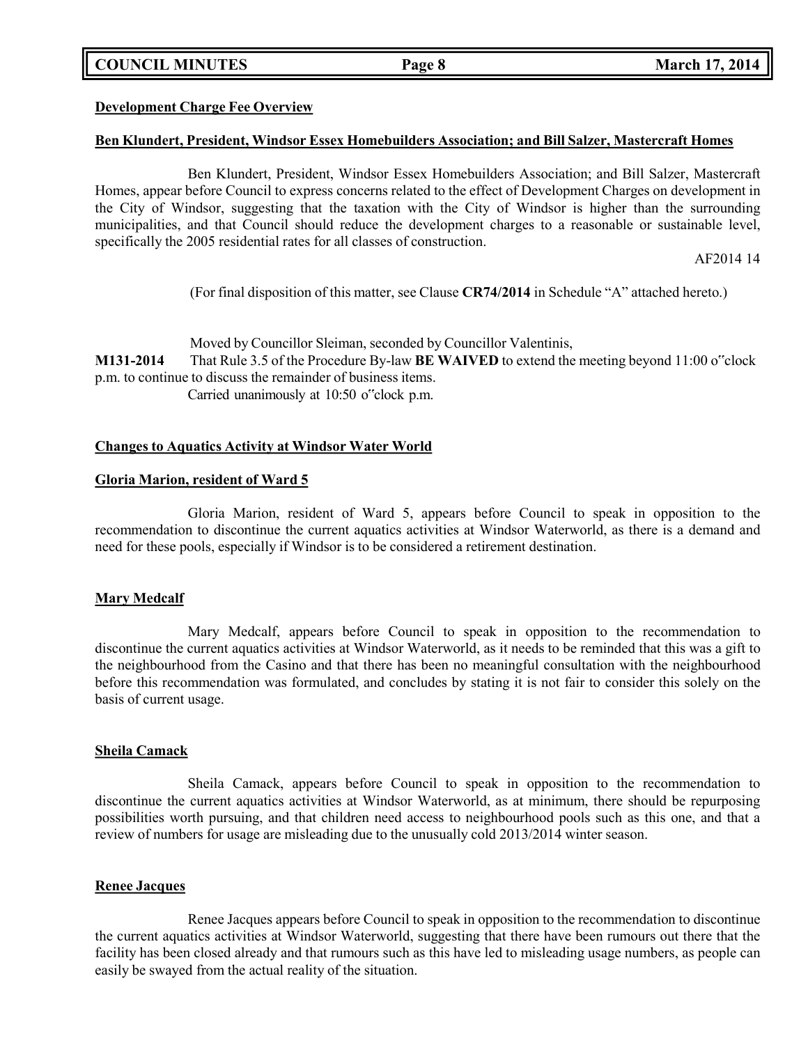**Development Charge Fee Overview**

**Ben Klundert, President, Windsor Essex Homebuilders Association; and Bill Salzer, Mastercraft Homes**

Ben Klundert, President, Windsor Essex Homebuilders Association; and Bill Salzer, Mastercraft Homes, appear before Council to express concerns related to the effect of Development Charges on development in the City of Windsor, suggesting that the taxation with the City of Windsor is higher than the surrounding municipalities, and that Council should reduce the development charges to a reasonable or sustainable level, specifically the 2005 residential rates for all classes of construction.

AF2014 14

(For final disposition of this matter, see Clause **CR74/2014** in Schedule "A" attached hereto.)

Moved by Councillor Sleiman, seconded by Councillor Valentinis,

**M131-2014** That Rule 3.5 of the Procedure By-law **BE WAIVED** to extend the meeting beyond 11:00 o'clock p.m. to continue to discuss the remainder of business items.

Carried unanimously at 10:50 o'clock p.m.

**Changes to Aquatics Activity at Windsor Water World**

**Gloria Marion, resident of Ward 5**

Gloria Marion, resident of Ward 5, appears before Council to speak in opposition to the recommendation to discontinue the current aquatics activities at Windsor Waterworld, as there is a demand and need for these pools, especially if Windsor is to be considered a retirement destination.

**Mary Medcalf**

Mary Medcalf, appears before Council to speak in opposition to the recommendation to discontinue the current aquatics activities at Windsor Waterworld, as it needs to be reminded that this was a gift to the neighbourhood from the Casino and that there has been no meaningful consultation with the neighbourhood before this recommendation was formulated, and concludes by stating it is not fair to consider this solely on the basis of current usage.

**Sheila Camack**

Sheila Camack, appears before Council to speak in opposition to the recommendation to discontinue the current aquatics activities at Windsor Waterworld, as at minimum, there should be repurposing possibilities worth pursuing, and that children need access to neighbourhood pools such as this one, and that a review of numbers for usage are misleading due to the unusually cold 2013/2014 winter season.

**Renee Jacques**

Renee Jacques appears before Council to speak in opposition to the recommendation to discontinue the current aquatics activities at Windsor Waterworld, suggesting that there have been rumours out there that the facility has been closed already and that rumours such as this have led to misleading usage numbers, as people can easily be swayed from the actual reality of the situation.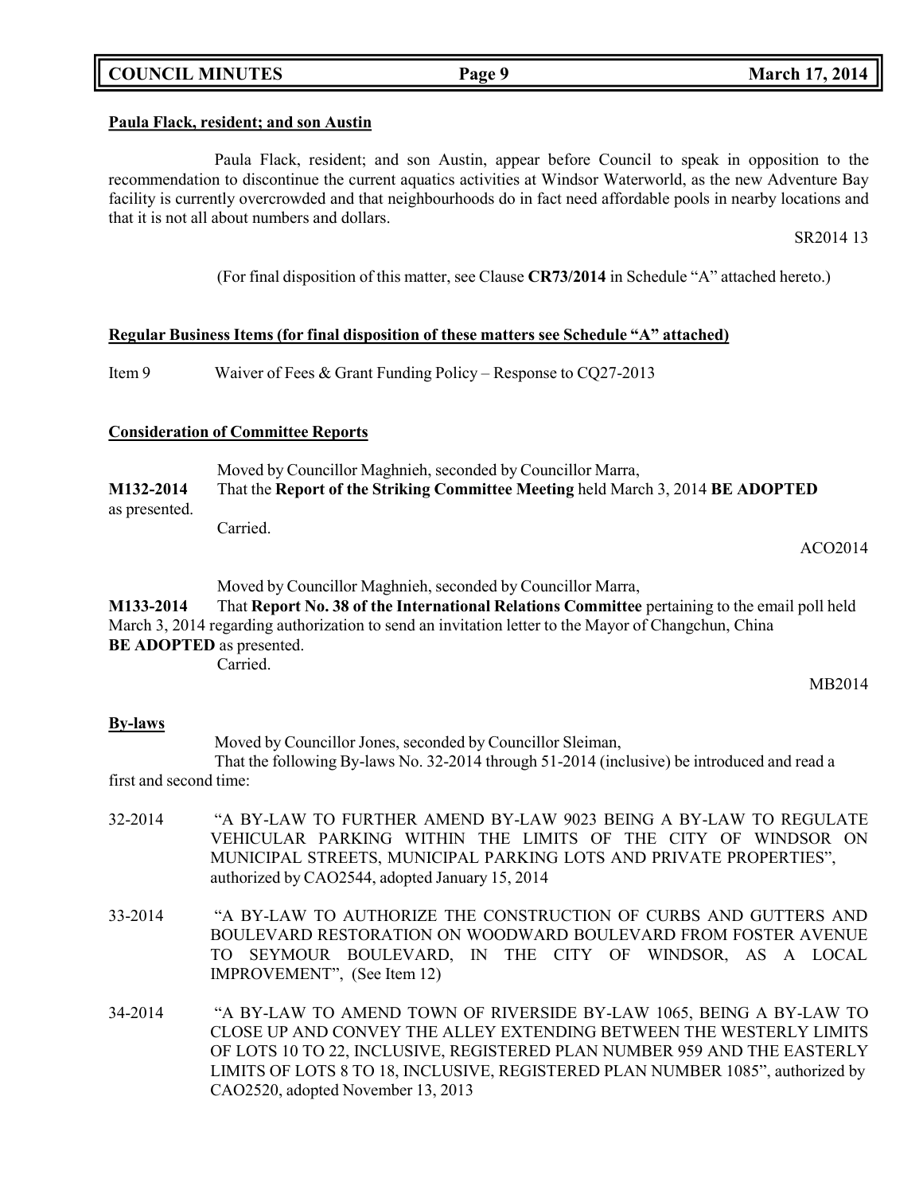**Paula Flack, resident; and son Austin**

Paula Flack, resident; and son Austin, appear before Council to speak in opposition to the recommendation to discontinue the current aquatics activities at Windsor Waterworld, as the new Adventure Bay facility is currently overcrowded and that neighbourhoods do in fact need affordable pools in nearby locations and that it is not all about numbers and dollars.

SR2014 13

(For final disposition of this matter, see Clause **CR73/2014** in Schedule "A" attached hereto.)

**Regular Business Items (for final disposition of these matters see Schedule "A" attached)**

Item 9 Waiver of Fees & Grant Funding Policy – Response to CQ27-2013

**Consideration of Committee Reports**

Moved by Councillor Maghnieh, seconded by Councillor Marra,

**M132-2014** That the **Report of the Striking Committee Meeting** held March 3, 2014 **BE ADOPTED** as presented.

Carried.

ACO2014

Moved by Councillor Maghnieh, seconded by Councillor Marra,

**M133-2014** That **Report No. 38 of the International Relations Committee** pertaining to the email poll held March 3, 2014 regarding authorization to send an invitation letter to the Mayor of Changchun, China **BE ADOPTED** as presented.

Carried.

MB2014

**By-laws**

Moved by Councillor Jones, seconded by Councillor Sleiman,

That the following By-laws No. 32-2014 through 51-2014 (inclusive) be introduced and read a first and second time:

32-2014 "A BY-LAW TO FURTHER AMEND BY-LAW 9023 BEING A BY-LAW TO REGULATE VEHICULAR PARKING WITHIN THE LIMITS OF THE CITY OF WINDSOR ON MUNICIPAL STREETS, MUNICIPAL PARKING LOTS AND PRIVATE PROPERTIES", authorized by CAO2544, adopted January 15, 2014

33-2014 "A BY-LAW TO AUTHORIZE THE CONSTRUCTION OF CURBS AND GUTTERS AND BOULEVARD RESTORATION ON WOODWARD BOULEVARD FROM FOSTER AVENUE TO SEYMOUR BOULEVARD, IN THE CITY OF WINDSOR, AS A LOCAL IMPROVEMENT", (See Item 12)

34-2014 "A BY-LAW TO AMEND TOWN OF RIVERSIDE BY-LAW 1065, BEING A BY-LAW TO CLOSE UP AND CONVEY THE ALLEY EXTENDING BETWEEN THE WESTERLY LIMITS OF LOTS 10 TO 22, INCLUSIVE, REGISTERED PLAN NUMBER 959 AND THE EASTERLY LIMITS OF LOTS 8 TO 18, INCLUSIVE, REGISTERED PLAN NUMBER 1085", authorized by CAO2520, adopted November 13, 2013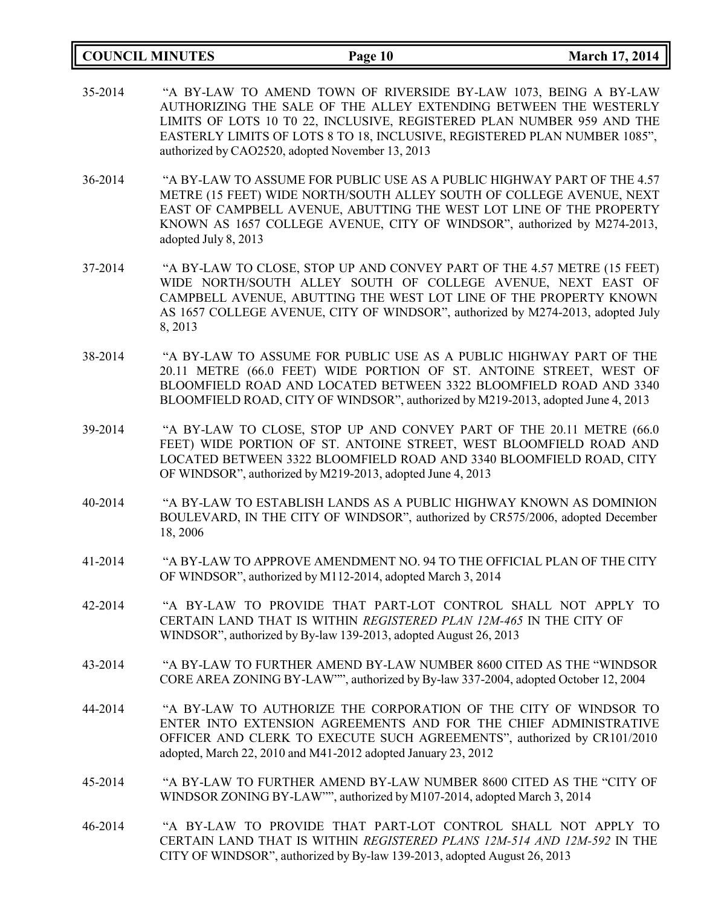35-2014 "A BY-LAW TO AMEND TOWN OF RIVERSIDE BY-LAW 1073, BEING A BY-LAW AUTHORIZING THE SALE OF THE ALLEY EXTENDING BETWEEN THE WESTERLY LIMITS OF LOTS 10 T0 22, INCLUSIVE, REGISTERED PLAN NUMBER 959 AND THE EASTERLY LIMITS OF LOTS 8 TO 18, INCLUSIVE, REGISTERED PLAN NUMBER 1085", authorized by CAO2520, adopted November 13, 2013

36-2014 "A BY-LAW TO ASSUME FOR PUBLIC USE AS A PUBLIC HIGHWAY PART OF THE 4.57 METRE (15 FEET) WIDE NORTH/SOUTH ALLEY SOUTH OF COLLEGE AVENUE, NEXT EAST OF CAMPBELL AVENUE, ABUTTING THE WEST LOT LINE OF THE PROPERTY KNOWN AS 1657 COLLEGE AVENUE, CITY OF WINDSOR", authorized by M274-2013, adopted July 8, 2013

37-2014 "A BY-LAW TO CLOSE, STOP UP AND CONVEY PART OF THE 4.57 METRE (15 FEET) WIDE NORTH/SOUTH ALLEY SOUTH OF COLLEGE AVENUE, NEXT EAST OF CAMPBELL AVENUE, ABUTTING THE WEST LOT LINE OF THE PROPERTY KNOWN AS 1657 COLLEGE AVENUE, CITY OF WINDSOR", authorized by M274-2013, adopted July 8, 2013

38-2014 "A BY-LAW TO ASSUME FOR PUBLIC USE AS A PUBLIC HIGHWAY PART OF THE 20.11 METRE (66.0 FEET) WIDE PORTION OF ST. ANTOINE STREET, WEST OF BLOOMFIELD ROAD AND LOCATED BETWEEN 3322 BLOOMFIELD ROAD AND 3340 BLOOMFIELD ROAD, CITY OF WINDSOR", authorized by M219-2013, adopted June 4, 2013

39-2014 "A BY-LAW TO CLOSE, STOP UP AND CONVEY PART OF THE 20.11 METRE (66.0 FEET) WIDE PORTION OF ST. ANTOINE STREET, WEST BLOOMFIELD ROAD AND LOCATED BETWEEN 3322 BLOOMFIELD ROAD AND 3340 BLOOMFIELD ROAD, CITY OF WINDSOR", authorized by M219-2013, adopted June 4, 2013

40-2014 "A BY-LAW TO ESTABLISH LANDS AS A PUBLIC HIGHWAY KNOWN AS DOMINION BOULEVARD, IN THE CITY OF WINDSOR", authorized by CR575/2006, adopted December 18, 2006

41-2014 "A BY-LAW TO APPROVE AMENDMENT NO. 94 TO THE OFFICIAL PLAN OF THE CITY OF WINDSOR", authorized by M112-2014, adopted March 3, 2014

42-2014 "A BY-LAW TO PROVIDE THAT PART-LOT CONTROL SHALL NOT APPLY TO CERTAIN LAND THAT IS WITHIN *REGISTERED PLAN 12M-465* IN THE CITY OF WINDSOR", authorized by By-law 139-2013, adopted August 26, 2013

43-2014 "A BY-LAW TO FURTHER AMEND BY-LAW NUMBER 8600 CITED AS THE "WINDSOR CORE AREA ZONING BY-LAW"", authorized by By-law 337-2004, adopted October 12, 2004

44-2014 "A BY-LAW TO AUTHORIZE THE CORPORATION OF THE CITY OF WINDSOR TO ENTER INTO EXTENSION AGREEMENTS AND FOR THE CHIEF ADMINISTRATIVE OFFICER AND CLERK TO EXECUTE SUCH AGREEMENTS", authorized by CR101/2010 adopted, March 22, 2010 and M41-2012 adopted January 23, 2012

45-2014 "A BY-LAW TO FURTHER AMEND BY-LAW NUMBER 8600 CITED AS THE "CITY OF WINDSOR ZONING BY-LAW"", authorized by M107-2014, adopted March 3, 2014

46-2014 "A BY-LAW TO PROVIDE THAT PART-LOT CONTROL SHALL NOT APPLY TO CERTAIN LAND THAT IS WITHIN *REGISTERED PLANS 12M-514 AND 12M-592* IN THE CITY OF WINDSOR", authorized by By-law 139-2013, adopted August 26, 2013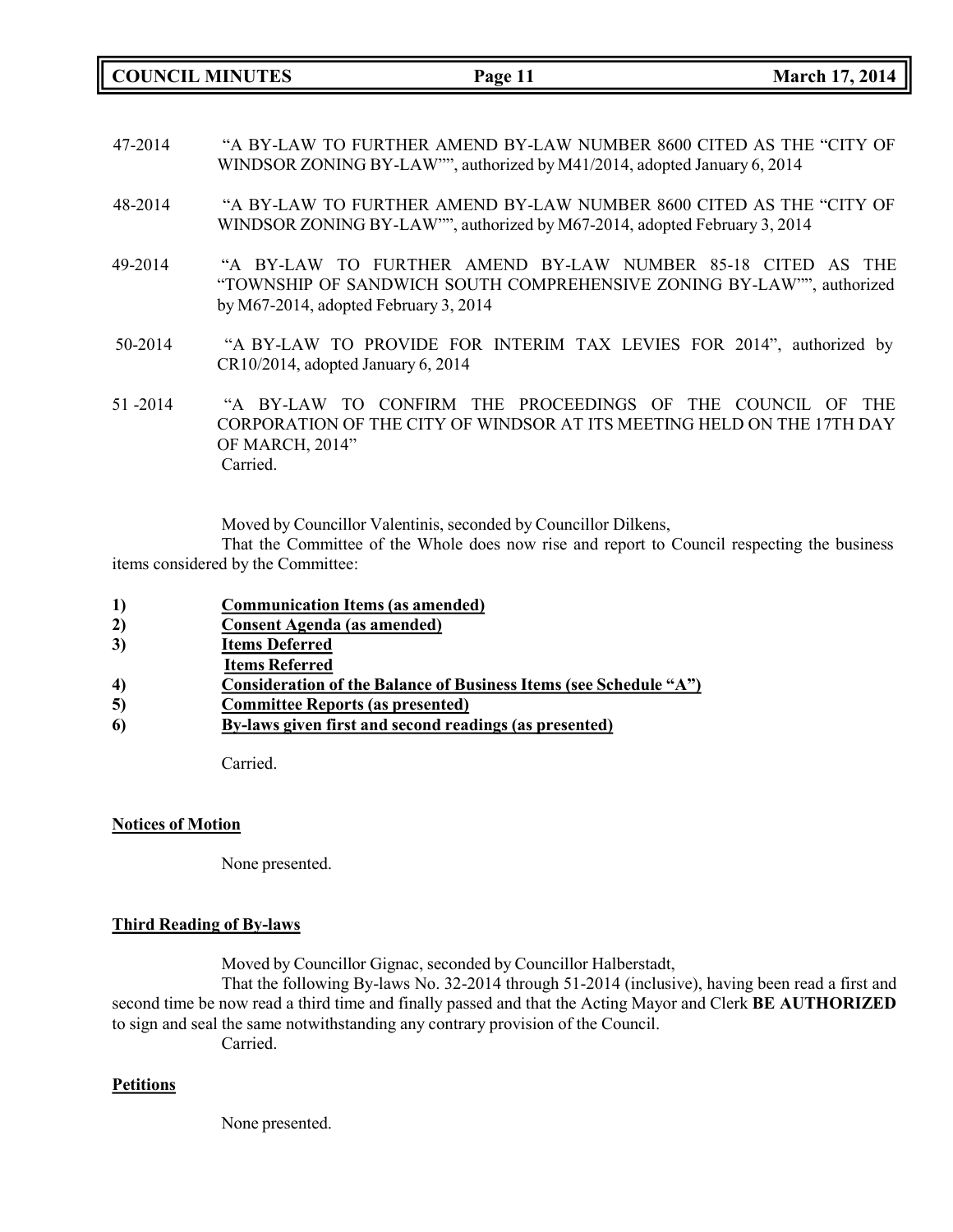47-2014 "A BY-LAW TO FURTHER AMEND BY-LAW NUMBER 8600 CITED AS THE "CITY OF WINDSOR ZONING BY-LAW"", authorized by M41/2014, adopted January 6, 2014

48-2014 "A BY-LAW TO FURTHER AMEND BY-LAW NUMBER 8600 CITED AS THE "CITY OF WINDSOR ZONING BY-LAW"", authorized by M67-2014, adopted February 3, 2014

49-2014 "A BY-LAW TO FURTHER AMEND BY-LAW NUMBER 85-18 CITED AS THE "TOWNSHIP OF SANDWICH SOUTH COMPREHENSIVE ZONING BY-LAW"", authorized by M67-2014, adopted February 3, 2014

50-2014 "A BY-LAW TO PROVIDE FOR INTERIM TAX LEVIES FOR 2014", authorized by CR10/2014, adopted January 6, 2014

51 -2014 "A BY-LAW TO CONFIRM THE PROCEEDINGS OF THE COUNCIL OF THE CORPORATION OF THE CITY OF WINDSOR AT ITS MEETING HELD ON THE 17TH DAY OF MARCH, 2014"
Carried.

Moved by Councillor Valentinis, seconded by Councillor Dilkens,

That the Committee of the Whole does now rise and report to Council respecting the business items considered by the Committee:

1) **Communication Items (as amended)**
2) **Consent Agenda (as amended)**
3) **Items Deferred**
   **Items Referred**
4) **Consideration of the Balance of Business Items (see Schedule "A")**
5) **Committee Reports (as presented)**
6) **By-laws given first and second readings (as presented)**

Carried.

**Notices of Motion**

None presented.

**Third Reading of By-laws**

Moved by Councillor Gignac, seconded by Councillor Halberstadt,

That the following By-laws No. 32-2014 through 51-2014 (inclusive), having been read a first and second time be now read a third time and finally passed and that the Acting Mayor and Clerk **BE AUTHORIZED** to sign and seal the same notwithstanding any contrary provision of the Council.
Carried.

**Petitions**

None presented.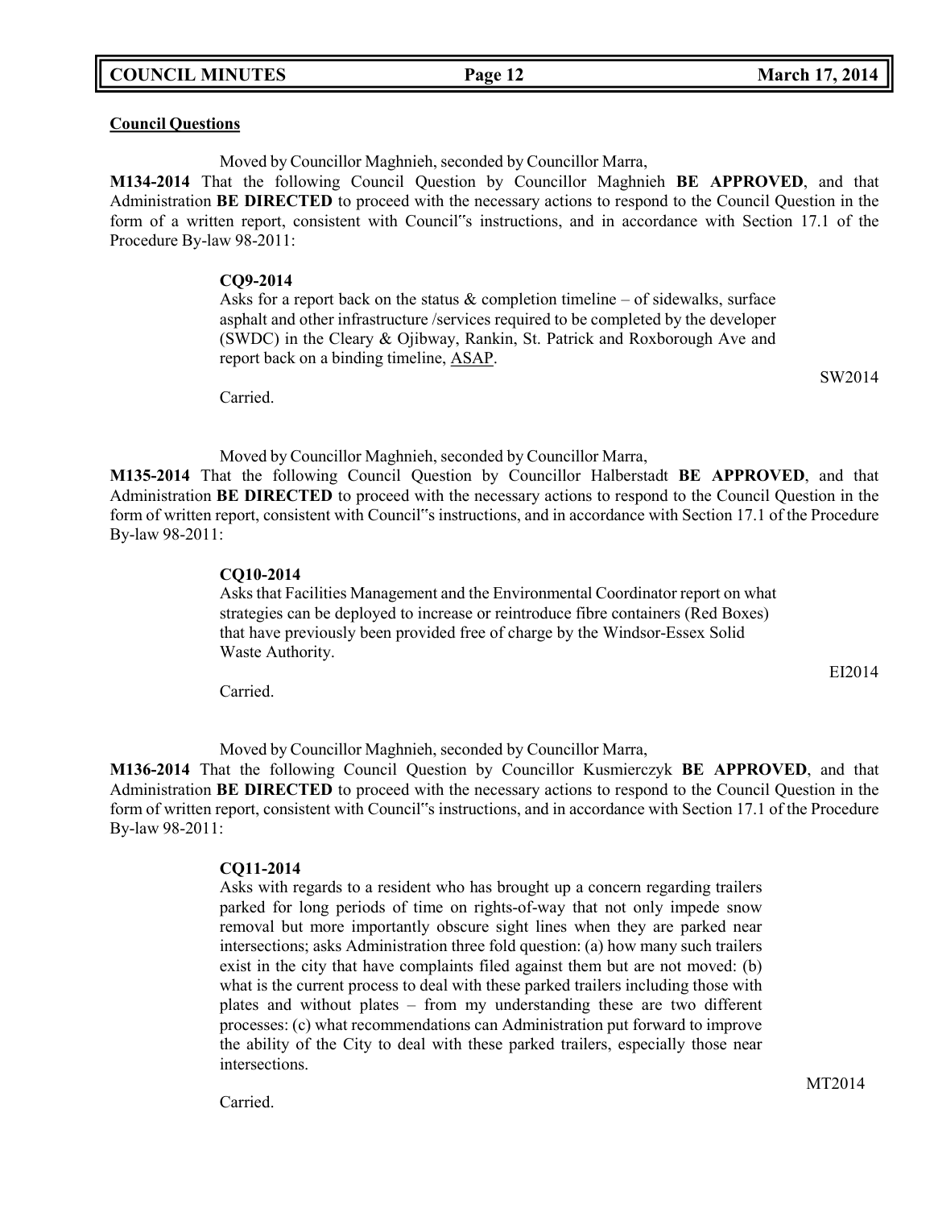**Council Questions**

Moved by Councillor Maghnieh, seconded by Councillor Marra,

**M134-2014** That the following Council Question by Councillor Maghnieh **BE APPROVED**, and that Administration **BE DIRECTED** to proceed with the necessary actions to respond to the Council Question in the form of a written report, consistent with Council‟s instructions, and in accordance with Section 17.1 of the Procedure By-law 98-2011:

**CQ9-2014**
Asks for a report back on the status & completion timeline – of sidewalks, surface asphalt and other infrastructure /services required to be completed by the developer (SWDC) in the Cleary & Ojibway, Rankin, St. Patrick and Roxborough Ave and report back on a binding timeline, <u>ASAP</u>.

SW2014

Carried.

Moved by Councillor Maghnieh, seconded by Councillor Marra,

**M135-2014** That the following Council Question by Councillor Halberstadt **BE APPROVED**, and that Administration **BE DIRECTED** to proceed with the necessary actions to respond to the Council Question in the form of written report, consistent with Council‟s instructions, and in accordance with Section 17.1 of the Procedure By-law 98-2011:

**CQ10-2014**
Asks that Facilities Management and the Environmental Coordinator report on what strategies can be deployed to increase or reintroduce fibre containers (Red Boxes) that have previously been provided free of charge by the Windsor-Essex Solid Waste Authority.

EI2014

Carried.

Moved by Councillor Maghnieh, seconded by Councillor Marra,

**M136-2014** That the following Council Question by Councillor Kusmierczyk **BE APPROVED**, and that Administration **BE DIRECTED** to proceed with the necessary actions to respond to the Council Question in the form of written report, consistent with Council‟s instructions, and in accordance with Section 17.1 of the Procedure By-law 98-2011:

**CQ11-2014**
Asks with regards to a resident who has brought up a concern regarding trailers parked for long periods of time on rights-of-way that not only impede snow removal but more importantly obscure sight lines when they are parked near intersections; asks Administration three fold question: (a) how many such trailers exist in the city that have complaints filed against them but are not moved: (b) what is the current process to deal with these parked trailers including those with plates and without plates – from my understanding these are two different processes: (c) what recommendations can Administration put forward to improve the ability of the City to deal with these parked trailers, especially those near intersections.

MT2014

Carried.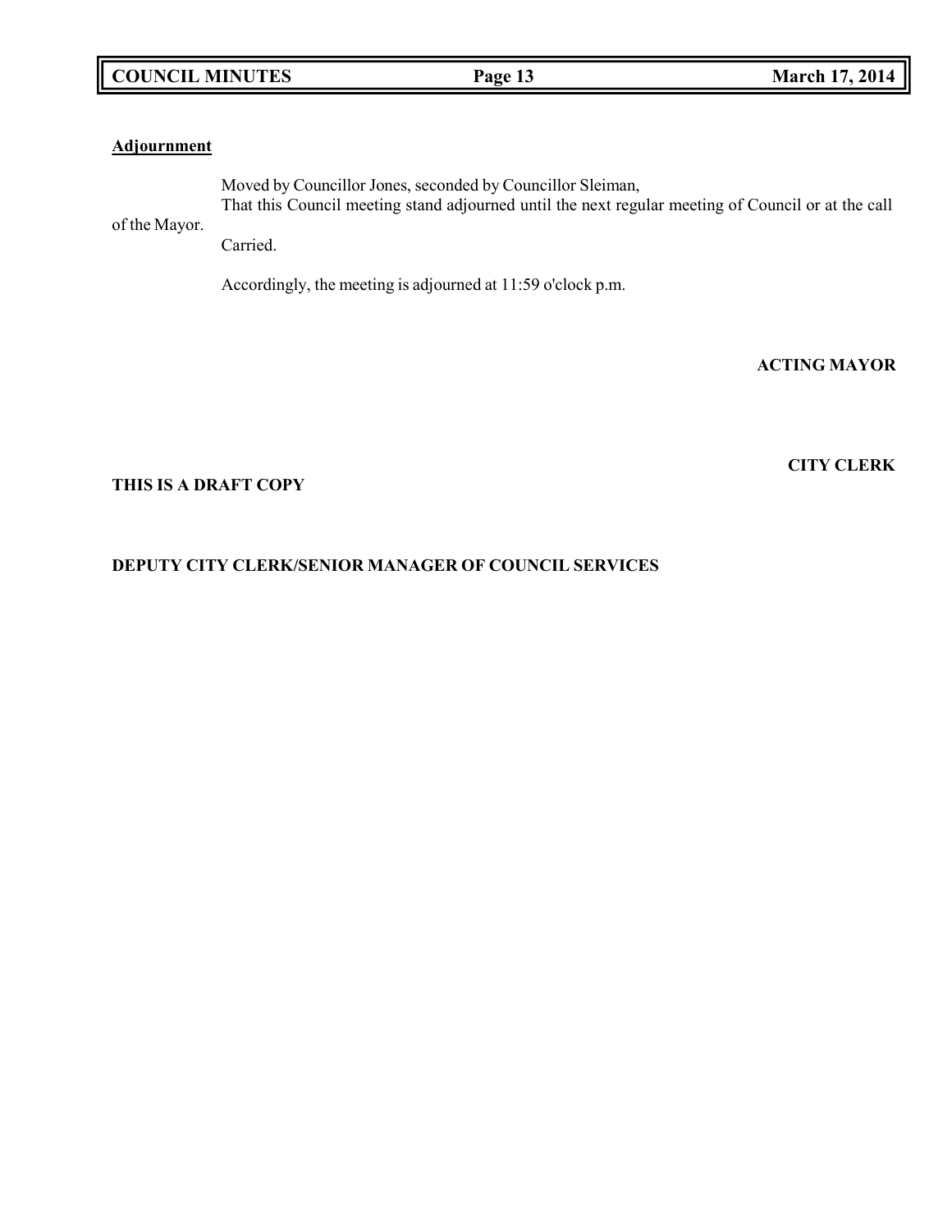**Adjournment**

Moved by Councillor Jones, seconded by Councillor Sleiman,

That this Council meeting stand adjourned until the next regular meeting of Council or at the call of the Mayor.

Carried.

Accordingly, the meeting is adjourned at 11:59 o'clock p.m.

**ACTING MAYOR**

**CITY CLERK**

**THIS IS A DRAFT COPY**

**DEPUTY CITY CLERK/SENIOR MANAGER OF COUNCIL SERVICES**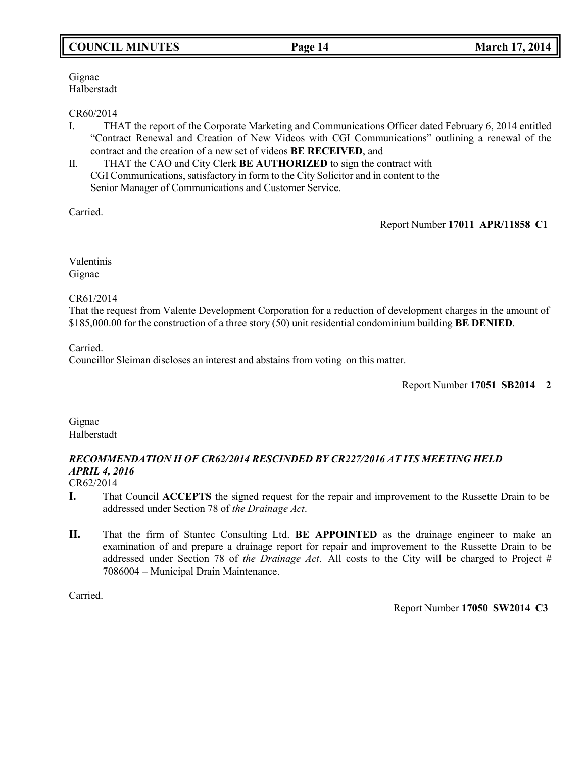Gignac
Halberstadt

CR60/2014

I. THAT the report of the Corporate Marketing and Communications Officer dated February 6, 2014 entitled "Contract Renewal and Creation of New Videos with CGI Communications" outlining a renewal of the contract and the creation of a new set of videos **BE RECEIVED**, and
II. THAT the CAO and City Clerk **BE AUTHORIZED** to sign the contract with CGI Communications, satisfactory in form to the City Solicitor and in content to the Senior Manager of Communications and Customer Service.

Carried.

Report Number **17011 APR/11858 C1**

Valentinis
Gignac

CR61/2014

That the request from Valente Development Corporation for a reduction of development charges in the amount of $185,000.00 for the construction of a three story (50) unit residential condominium building **BE DENIED**.

Carried.
Councillor Sleiman discloses an interest and abstains from voting on this matter.

Report Number **17051 SB2014 2**

Gignac
Halberstadt

***RECOMMENDATION II OF CR62/2014 RESCINDED BY CR227/2016 AT ITS MEETING HELD APRIL 4, 2016***
CR62/2014

**I.** That Council **ACCEPTS** the signed request for the repair and improvement to the Russette Drain to be addressed under Section 78 of *the Drainage Act*.

**II.** That the firm of Stantec Consulting Ltd. **BE APPOINTED** as the drainage engineer to make an examination of and prepare a drainage report for repair and improvement to the Russette Drain to be addressed under Section 78 of *the Drainage Act*. All costs to the City will be charged to Project # 7086004 – Municipal Drain Maintenance.

Carried.

Report Number **17050 SW2014 C3**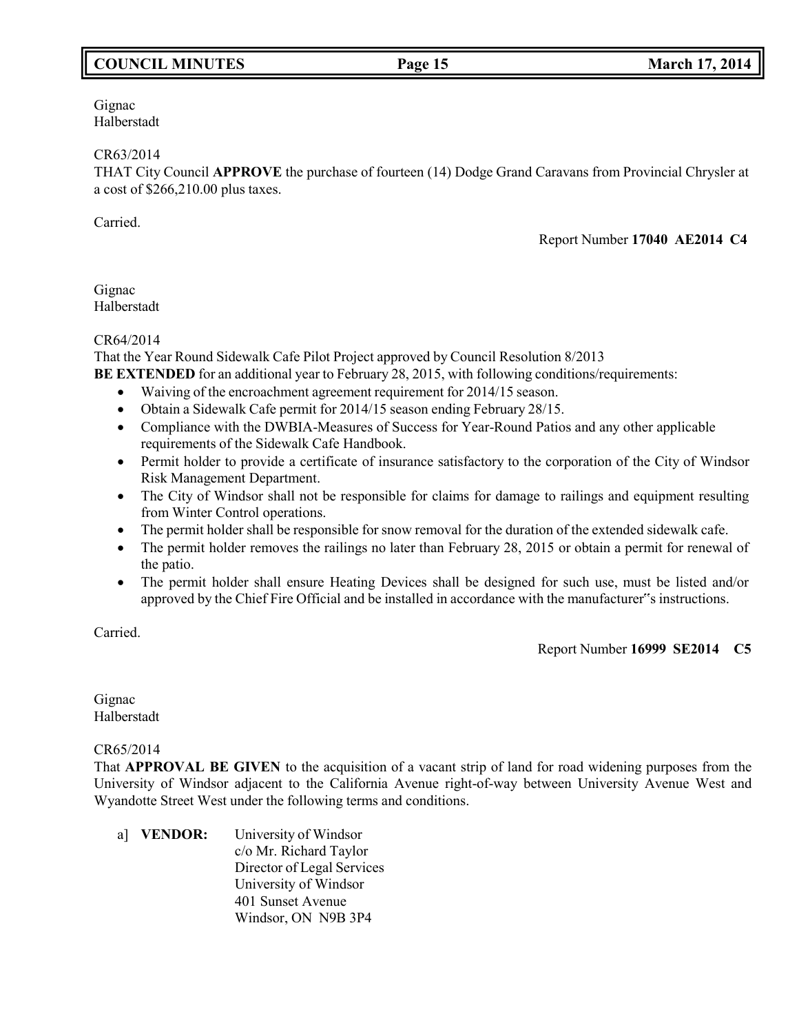Gignac
Halberstadt

CR63/2014
THAT City Council **APPROVE** the purchase of fourteen (14) Dodge Grand Caravans from Provincial Chrysler at a cost of $266,210.00 plus taxes.

Carried.

Report Number **17040 AE2014 C4**

Gignac
Halberstadt

CR64/2014
That the Year Round Sidewalk Cafe Pilot Project approved by Council Resolution 8/2013 **BE EXTENDED** for an additional year to February 28, 2015, with following conditions/requirements:

- Waiving of the encroachment agreement requirement for 2014/15 season.
- Obtain a Sidewalk Cafe permit for 2014/15 season ending February 28/15.
- Compliance with the DWBIA-Measures of Success for Year-Round Patios and any other applicable requirements of the Sidewalk Cafe Handbook.
- Permit holder to provide a certificate of insurance satisfactory to the corporation of the City of Windsor Risk Management Department.
- The City of Windsor shall not be responsible for claims for damage to railings and equipment resulting from Winter Control operations.
- The permit holder shall be responsible for snow removal for the duration of the extended sidewalk cafe.
- The permit holder removes the railings no later than February 28, 2015 or obtain a permit for renewal of the patio.
- The permit holder shall ensure Heating Devices shall be designed for such use, must be listed and/or approved by the Chief Fire Official and be installed in accordance with the manufacturer"s instructions.

Carried.

Report Number **16999 SE2014 C5**

Gignac
Halberstadt

CR65/2014
That **APPROVAL BE GIVEN** to the acquisition of a vacant strip of land for road widening purposes from the University of Windsor adjacent to the California Avenue right-of-way between University Avenue West and Wyandotte Street West under the following terms and conditions.

a] **VENDOR:** University of Windsor
c/o Mr. Richard Taylor
Director of Legal Services
University of Windsor
401 Sunset Avenue
Windsor, ON N9B 3P4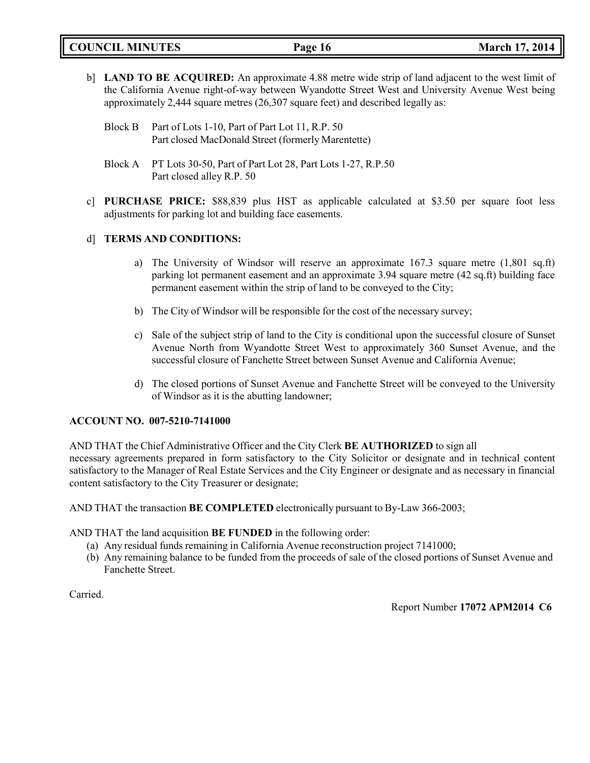b] **LAND TO BE ACQUIRED:** An approximate 4.88 metre wide strip of land adjacent to the west limit of the California Avenue right-of-way between Wyandotte Street West and University Avenue West being approximately 2,444 square metres (26,307 square feet) and described legally as:

Block B Part of Lots 1-10, Part of Part Lot 11, R.P. 50
Part closed MacDonald Street (formerly Marentette)

Block A PT Lots 30-50, Part of Part Lot 28, Part Lots 1-27, R.P.50
Part closed alley R.P. 50

c] **PURCHASE PRICE:** $88,839 plus HST as applicable calculated at $3.50 per square foot less adjustments for parking lot and building face easements.

d] **TERMS AND CONDITIONS:**

a) The University of Windsor will reserve an approximate 167.3 square metre (1,801 sq.ft) parking lot permanent easement and an approximate 3.94 square metre (42 sq.ft) building face permanent easement within the strip of land to be conveyed to the City;

b) The City of Windsor will be responsible for the cost of the necessary survey;

c) Sale of the subject strip of land to the City is conditional upon the successful closure of Sunset Avenue North from Wyandotte Street West to approximately 360 Sunset Avenue, and the successful closure of Fanchette Street between Sunset Avenue and California Avenue;

d) The closed portions of Sunset Avenue and Fanchette Street will be conveyed to the University of Windsor as it is the abutting landowner;

**ACCOUNT NO. 007-5210-7141000**

AND THAT the Chief Administrative Officer and the City Clerk **BE AUTHORIZED** to sign all necessary agreements prepared in form satisfactory to the City Solicitor or designate and in technical content satisfactory to the Manager of Real Estate Services and the City Engineer or designate and as necessary in financial content satisfactory to the City Treasurer or designate;

AND THAT the transaction **BE COMPLETED** electronically pursuant to By-Law 366-2003;

AND THAT the land acquisition **BE FUNDED** in the following order:

(a) Any residual funds remaining in California Avenue reconstruction project 7141000;
(b) Any remaining balance to be funded from the proceeds of sale of the closed portions of Sunset Avenue and Fanchette Street.

Carried.

Report Number **17072 APM2014 C6**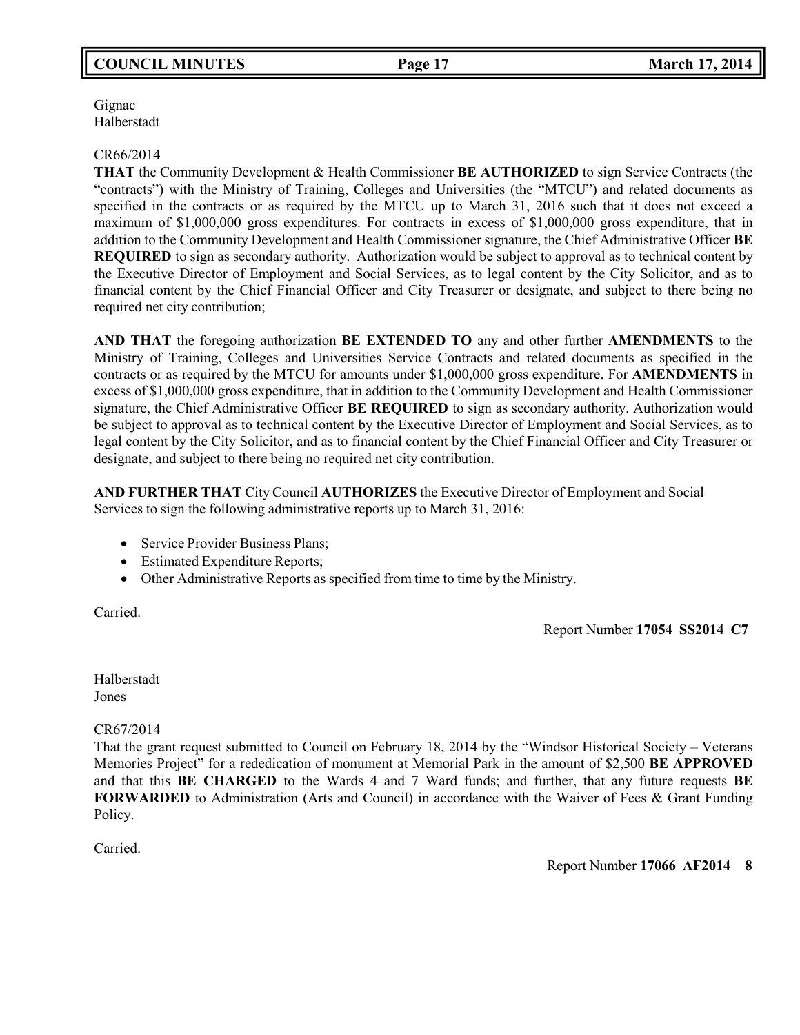Gignac
Halberstadt

CR66/2014

**THAT** the Community Development & Health Commissioner **BE AUTHORIZED** to sign Service Contracts (the "contracts") with the Ministry of Training, Colleges and Universities (the "MTCU") and related documents as specified in the contracts or as required by the MTCU up to March 31, 2016 such that it does not exceed a maximum of $1,000,000 gross expenditures. For contracts in excess of $1,000,000 gross expenditure, that in addition to the Community Development and Health Commissioner signature, the Chief Administrative Officer **BE REQUIRED** to sign as secondary authority. Authorization would be subject to approval as to technical content by the Executive Director of Employment and Social Services, as to legal content by the City Solicitor, and as to financial content by the Chief Financial Officer and City Treasurer or designate, and subject to there being no required net city contribution;

**AND THAT** the foregoing authorization **BE EXTENDED TO** any and other further **AMENDMENTS** to the Ministry of Training, Colleges and Universities Service Contracts and related documents as specified in the contracts or as required by the MTCU for amounts under $1,000,000 gross expenditure. For **AMENDMENTS** in excess of $1,000,000 gross expenditure, that in addition to the Community Development and Health Commissioner signature, the Chief Administrative Officer **BE REQUIRED** to sign as secondary authority. Authorization would be subject to approval as to technical content by the Executive Director of Employment and Social Services, as to legal content by the City Solicitor, and as to financial content by the Chief Financial Officer and City Treasurer or designate, and subject to there being no required net city contribution.

**AND FURTHER THAT** City Council **AUTHORIZES** the Executive Director of Employment and Social Services to sign the following administrative reports up to March 31, 2016:

- Service Provider Business Plans;
- Estimated Expenditure Reports;
- Other Administrative Reports as specified from time to time by the Ministry.

Carried.

Report Number **17054 SS2014 C7**

Halberstadt
Jones

CR67/2014

That the grant request submitted to Council on February 18, 2014 by the "Windsor Historical Society – Veterans Memories Project" for a rededication of monument at Memorial Park in the amount of $2,500 **BE APPROVED** and that this **BE CHARGED** to the Wards 4 and 7 Ward funds; and further, that any future requests **BE FORWARDED** to Administration (Arts and Council) in accordance with the Waiver of Fees & Grant Funding Policy.

Carried.

Report Number **17066 AF2014 8**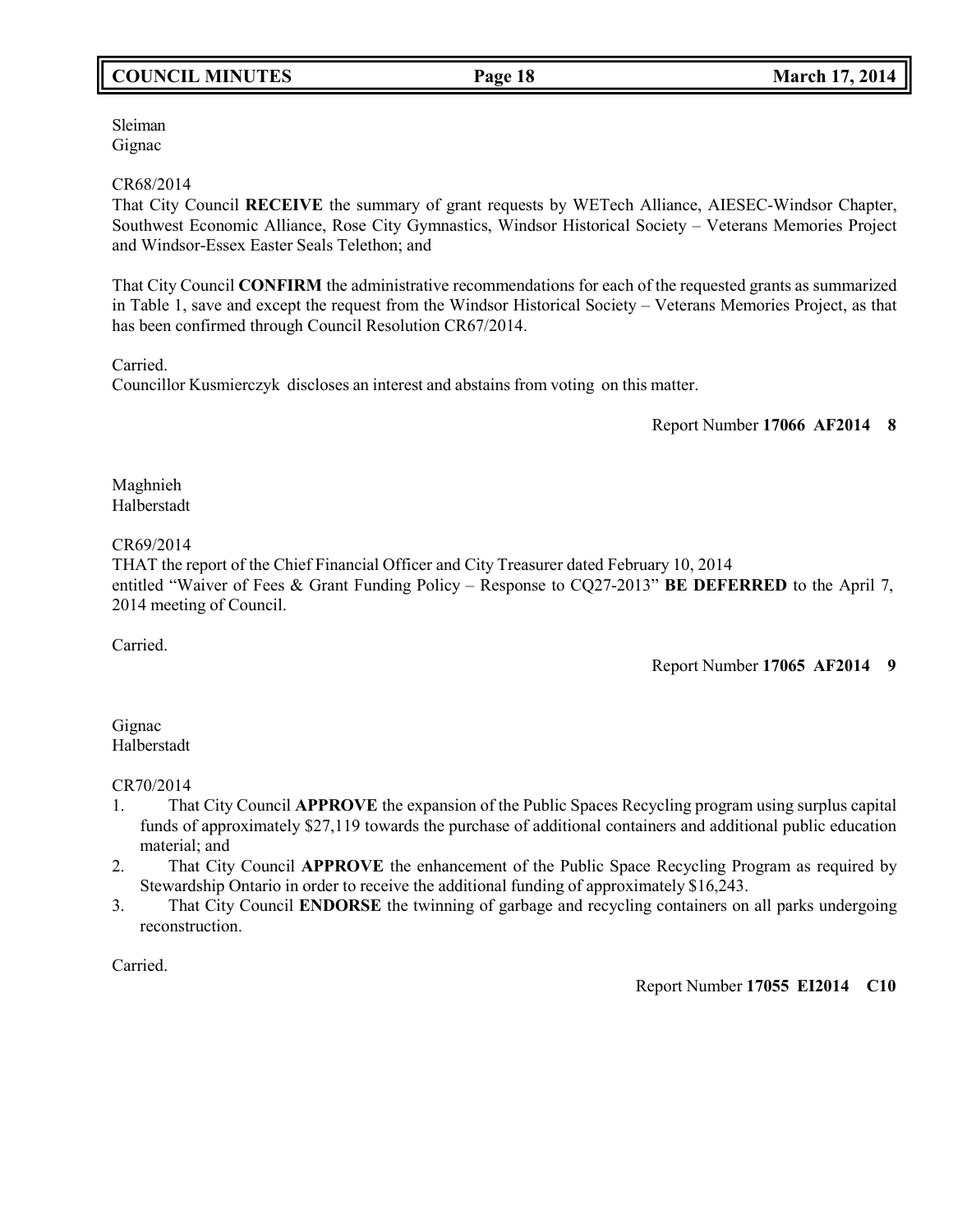Sleiman
Gignac

CR68/2014
That City Council **RECEIVE** the summary of grant requests by WETech Alliance, AIESEC-Windsor Chapter, Southwest Economic Alliance, Rose City Gymnastics, Windsor Historical Society – Veterans Memories Project and Windsor-Essex Easter Seals Telethon; and

That City Council **CONFIRM** the administrative recommendations for each of the requested grants as summarized in Table 1, save and except the request from the Windsor Historical Society – Veterans Memories Project, as that has been confirmed through Council Resolution CR67/2014.

Carried.
Councillor Kusmierczyk discloses an interest and abstains from voting on this matter.

Report Number **17066 AF2014 8**

Maghnieh
Halberstadt

CR69/2014
THAT the report of the Chief Financial Officer and City Treasurer dated February 10, 2014 entitled "Waiver of Fees & Grant Funding Policy – Response to CQ27-2013" **BE DEFERRED** to the April 7, 2014 meeting of Council.

Carried.

Report Number **17065 AF2014 9**

Gignac
Halberstadt

CR70/2014

1. That City Council **APPROVE** the expansion of the Public Spaces Recycling program using surplus capital funds of approximately $27,119 towards the purchase of additional containers and additional public education material; and
2. That City Council **APPROVE** the enhancement of the Public Space Recycling Program as required by Stewardship Ontario in order to receive the additional funding of approximately $16,243.
3. That City Council **ENDORSE** the twinning of garbage and recycling containers on all parks undergoing reconstruction.

Carried.

Report Number **17055 EI2014 C10**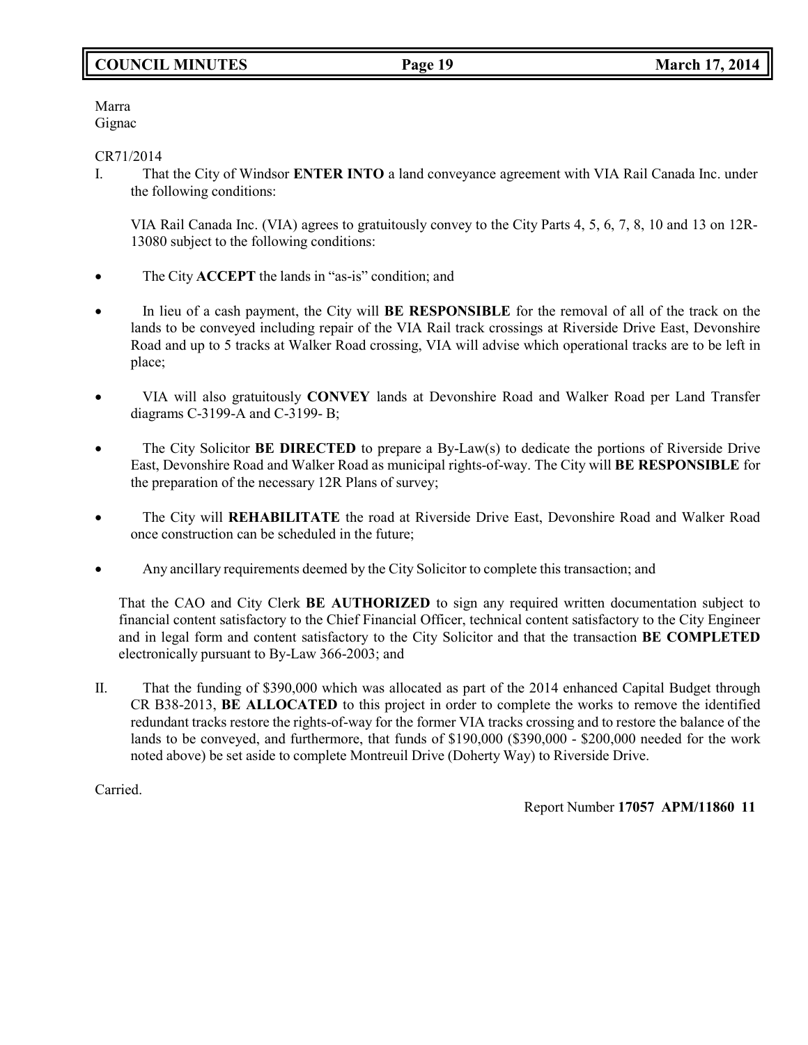Marra
Gignac

CR71/2014

I. That the City of Windsor **ENTER INTO** a land conveyance agreement with VIA Rail Canada Inc. under the following conditions:

VIA Rail Canada Inc. (VIA) agrees to gratuitously convey to the City Parts 4, 5, 6, 7, 8, 10 and 13 on 12R-13080 subject to the following conditions:

- The City **ACCEPT** the lands in "as-is" condition; and
- In lieu of a cash payment, the City will **BE RESPONSIBLE** for the removal of all of the track on the lands to be conveyed including repair of the VIA Rail track crossings at Riverside Drive East, Devonshire Road and up to 5 tracks at Walker Road crossing, VIA will advise which operational tracks are to be left in place;
- VIA will also gratuitously **CONVEY** lands at Devonshire Road and Walker Road per Land Transfer diagrams C-3199-A and C-3199- B;
- The City Solicitor **BE DIRECTED** to prepare a By-Law(s) to dedicate the portions of Riverside Drive East, Devonshire Road and Walker Road as municipal rights-of-way. The City will **BE RESPONSIBLE** for the preparation of the necessary 12R Plans of survey;
- The City will **REHABILITATE** the road at Riverside Drive East, Devonshire Road and Walker Road once construction can be scheduled in the future;
- Any ancillary requirements deemed by the City Solicitor to complete this transaction; and

That the CAO and City Clerk **BE AUTHORIZED** to sign any required written documentation subject to financial content satisfactory to the Chief Financial Officer, technical content satisfactory to the City Engineer and in legal form and content satisfactory to the City Solicitor and that the transaction **BE COMPLETED** electronically pursuant to By-Law 366-2003; and

II. That the funding of $390,000 which was allocated as part of the 2014 enhanced Capital Budget through CR B38-2013, **BE ALLOCATED** to this project in order to complete the works to remove the identified redundant tracks restore the rights-of-way for the former VIA tracks crossing and to restore the balance of the lands to be conveyed, and furthermore, that funds of $190,000 ($390,000 - $200,000 needed for the work noted above) be set aside to complete Montreuil Drive (Doherty Way) to Riverside Drive.

Carried.

Report Number **17057 APM/11860 11**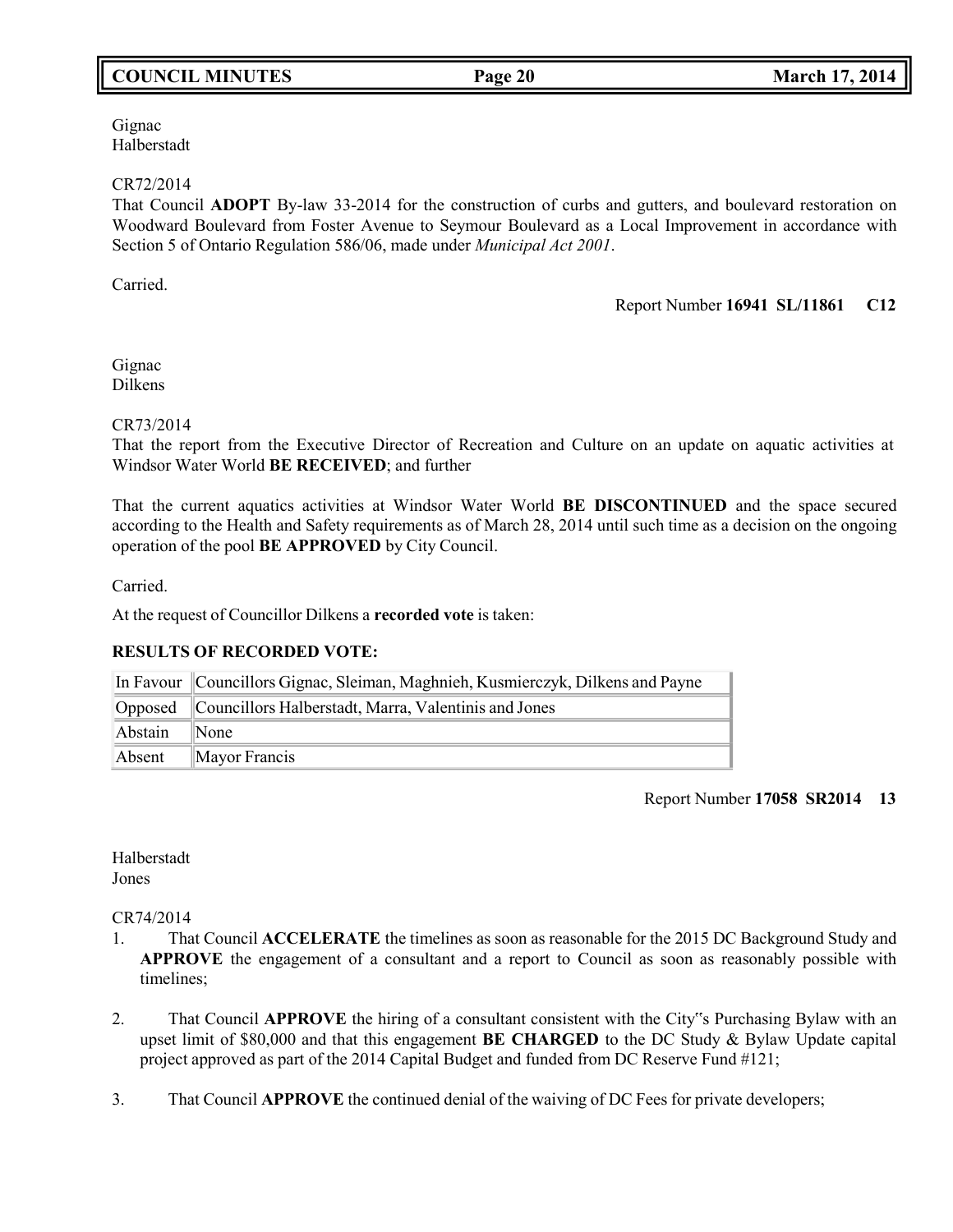Gignac
Halberstadt

CR72/2014
That Council **ADOPT** By-law 33-2014 for the construction of curbs and gutters, and boulevard restoration on Woodward Boulevard from Foster Avenue to Seymour Boulevard as a Local Improvement in accordance with Section 5 of Ontario Regulation 586/06, made under *Municipal Act 2001*.

Carried.

Report Number **16941 SL/11861 C12**

Gignac
Dilkens

CR73/2014
That the report from the Executive Director of Recreation and Culture on an update on aquatic activities at Windsor Water World **BE RECEIVED**; and further

That the current aquatics activities at Windsor Water World **BE DISCONTINUED** and the space secured according to the Health and Safety requirements as of March 28, 2014 until such time as a decision on the ongoing operation of the pool **BE APPROVED** by City Council.

Carried.

At the request of Councillor Dilkens a **recorded vote** is taken:

**RESULTS OF RECORDED VOTE:**

| | |
|---|---|
| In Favour | Councillors Gignac, Sleiman, Maghnieh, Kusmierczyk, Dilkens and Payne |
| Opposed | Councillors Halberstadt, Marra, Valentinis and Jones |
| Abstain | None |
| Absent | Mayor Francis |

Report Number **17058 SR2014 13**

Halberstadt
Jones

CR74/2014

1. That Council **ACCELERATE** the timelines as soon as reasonable for the 2015 DC Background Study and **APPROVE** the engagement of a consultant and a report to Council as soon as reasonably possible with timelines;

2. That Council **APPROVE** the hiring of a consultant consistent with the City"s Purchasing Bylaw with an upset limit of $80,000 and that this engagement **BE CHARGED** to the DC Study & Bylaw Update capital project approved as part of the 2014 Capital Budget and funded from DC Reserve Fund #121;

3. That Council **APPROVE** the continued denial of the waiving of DC Fees for private developers;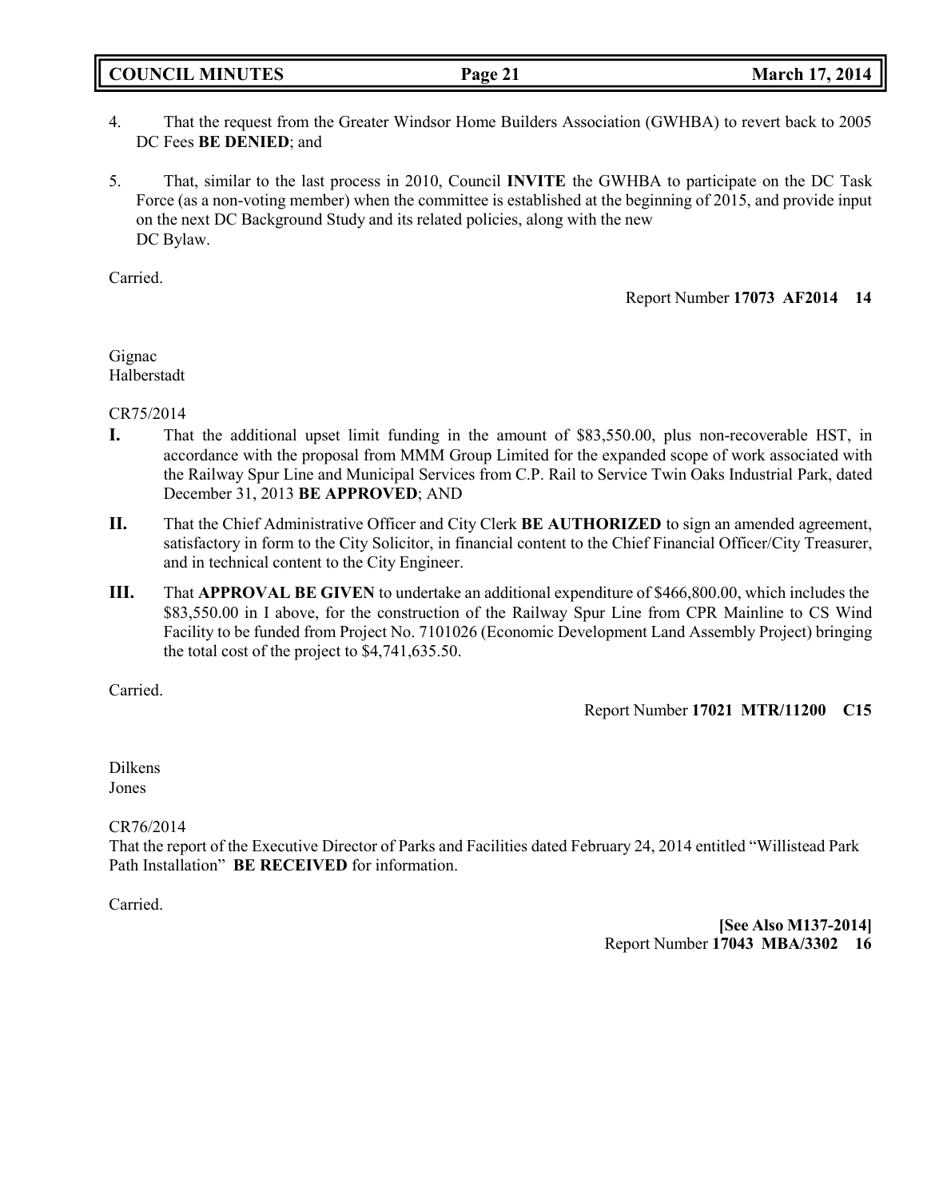4. That the request from the Greater Windsor Home Builders Association (GWHBA) to revert back to 2005 DC Fees **BE DENIED**; and

5. That, similar to the last process in 2010, Council **INVITE** the GWHBA to participate on the DC Task Force (as a non-voting member) when the committee is established at the beginning of 2015, and provide input on the next DC Background Study and its related policies, along with the new DC Bylaw.

Carried.

Report Number **17073 AF2014 14**

Gignac
Halberstadt

CR75/2014

**I.** That the additional upset limit funding in the amount of $83,550.00, plus non-recoverable HST, in accordance with the proposal from MMM Group Limited for the expanded scope of work associated with the Railway Spur Line and Municipal Services from C.P. Rail to Service Twin Oaks Industrial Park, dated December 31, 2013 **BE APPROVED**; AND

**II.** That the Chief Administrative Officer and City Clerk **BE AUTHORIZED** to sign an amended agreement, satisfactory in form to the City Solicitor, in financial content to the Chief Financial Officer/City Treasurer, and in technical content to the City Engineer.

**III.** That **APPROVAL BE GIVEN** to undertake an additional expenditure of $466,800.00, which includes the $83,550.00 in I above, for the construction of the Railway Spur Line from CPR Mainline to CS Wind Facility to be funded from Project No. 7101026 (Economic Development Land Assembly Project) bringing the total cost of the project to $4,741,635.50.

Carried.

Report Number **17021 MTR/11200 C15**

Dilkens
Jones

CR76/2014

That the report of the Executive Director of Parks and Facilities dated February 24, 2014 entitled “Willistead Park Path Installation” **BE RECEIVED** for information.

Carried.

**[See Also M137-2014]**
Report Number **17043 MBA/3302 16**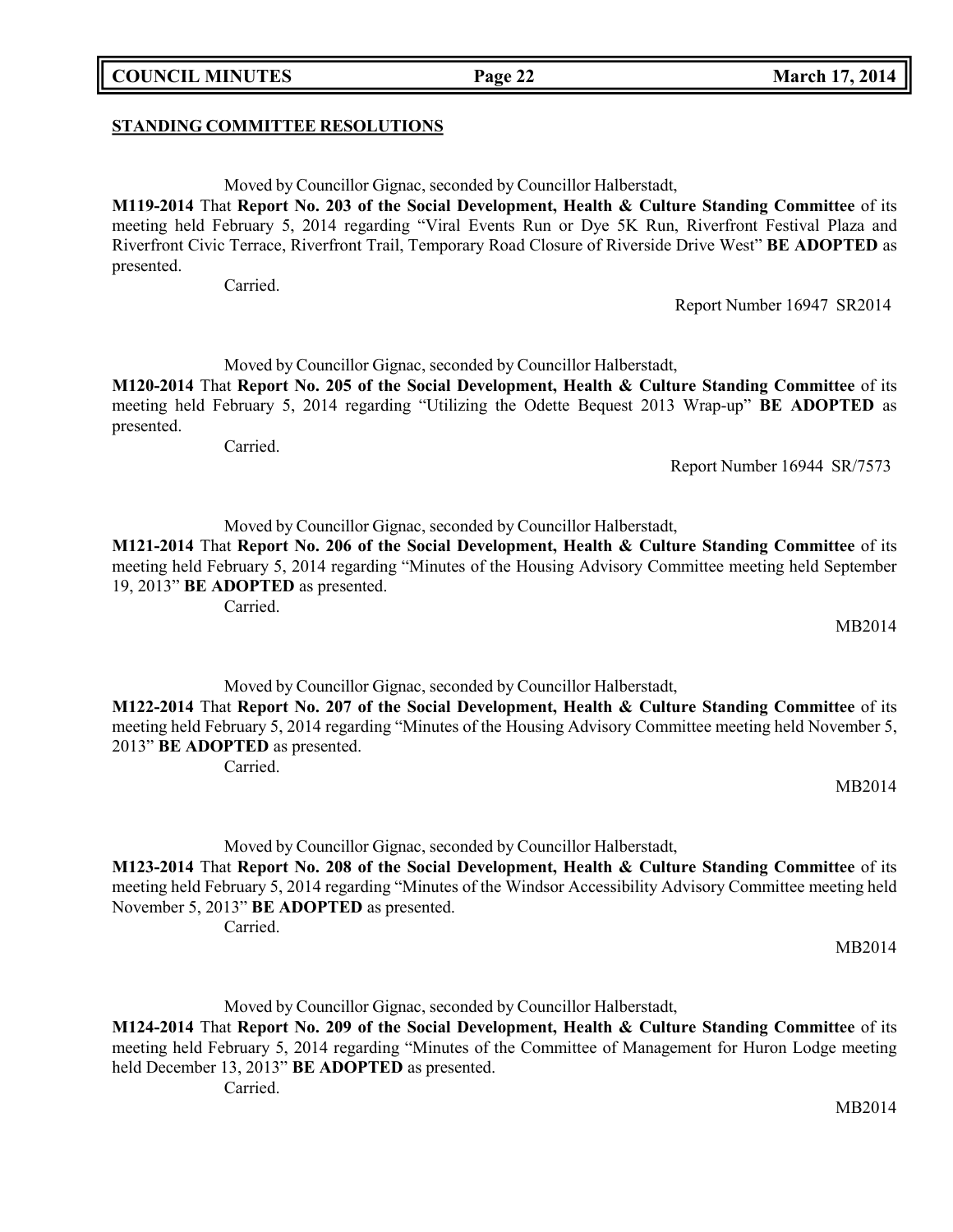**STANDING COMMITTEE RESOLUTIONS**

Moved by Councillor Gignac, seconded by Councillor Halberstadt,

**M119-2014** That **Report No. 203 of the Social Development, Health & Culture Standing Committee** of its meeting held February 5, 2014 regarding "Viral Events Run or Dye 5K Run, Riverfront Festival Plaza and Riverfront Civic Terrace, Riverfront Trail, Temporary Road Closure of Riverside Drive West" **BE ADOPTED** as presented.

Carried.

Report Number 16947 SR2014

Moved by Councillor Gignac, seconded by Councillor Halberstadt,

**M120-2014** That **Report No. 205 of the Social Development, Health & Culture Standing Committee** of its meeting held February 5, 2014 regarding "Utilizing the Odette Bequest 2013 Wrap-up" **BE ADOPTED** as presented.

Carried.

Report Number 16944 SR/7573

Moved by Councillor Gignac, seconded by Councillor Halberstadt,

**M121-2014** That **Report No. 206 of the Social Development, Health & Culture Standing Committee** of its meeting held February 5, 2014 regarding "Minutes of the Housing Advisory Committee meeting held September 19, 2013" **BE ADOPTED** as presented.

Carried.

MB2014

Moved by Councillor Gignac, seconded by Councillor Halberstadt,

**M122-2014** That **Report No. 207 of the Social Development, Health & Culture Standing Committee** of its meeting held February 5, 2014 regarding "Minutes of the Housing Advisory Committee meeting held November 5, 2013" **BE ADOPTED** as presented.

Carried.

MB2014

Moved by Councillor Gignac, seconded by Councillor Halberstadt,

**M123-2014** That **Report No. 208 of the Social Development, Health & Culture Standing Committee** of its meeting held February 5, 2014 regarding "Minutes of the Windsor Accessibility Advisory Committee meeting held November 5, 2013" **BE ADOPTED** as presented.

Carried.

MB2014

Moved by Councillor Gignac, seconded by Councillor Halberstadt,

**M124-2014** That **Report No. 209 of the Social Development, Health & Culture Standing Committee** of its meeting held February 5, 2014 regarding "Minutes of the Committee of Management for Huron Lodge meeting held December 13, 2013" **BE ADOPTED** as presented.

Carried.

MB2014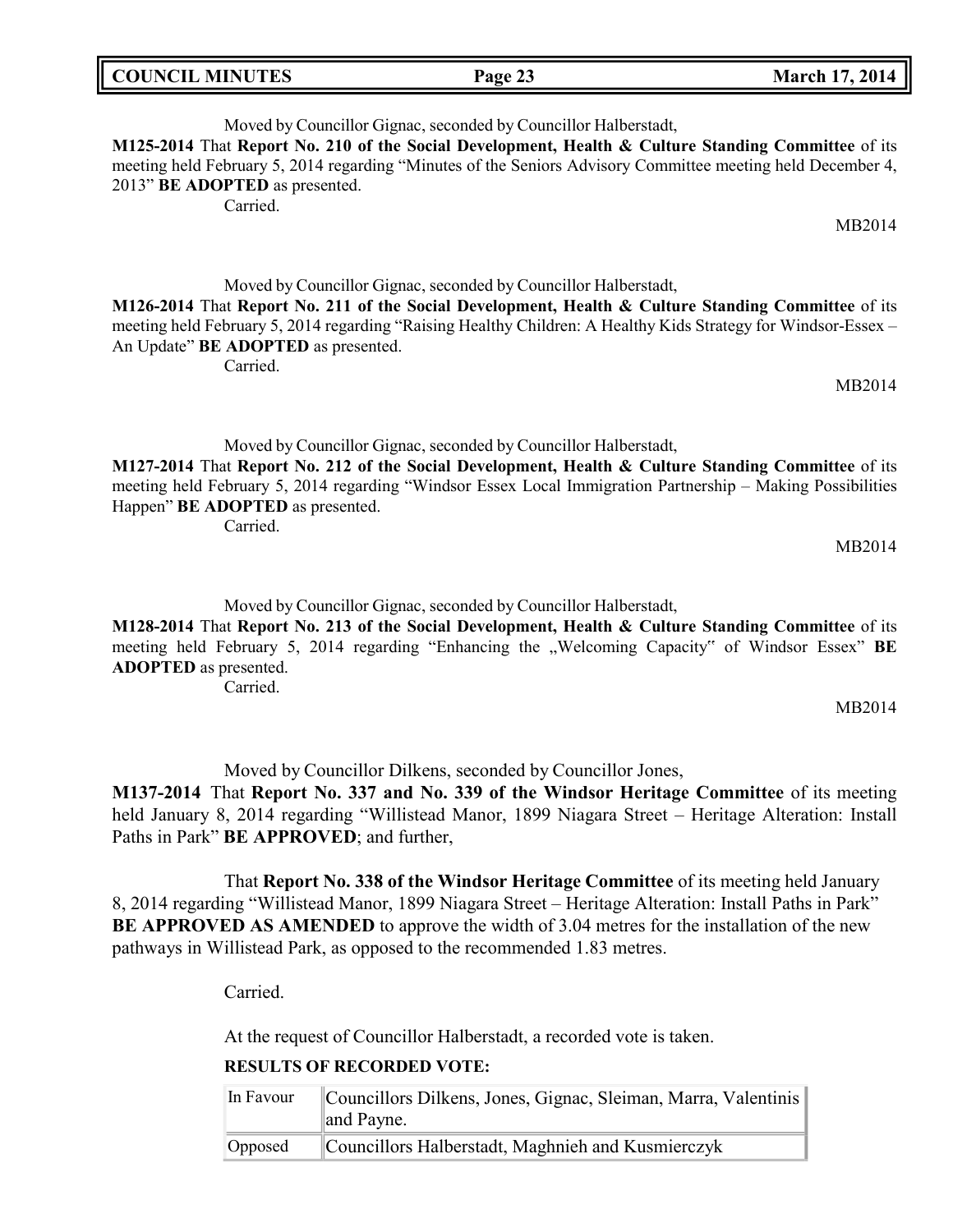Moved by Councillor Gignac, seconded by Councillor Halberstadt,

**M125-2014** That **Report No. 210 of the Social Development, Health & Culture Standing Committee** of its meeting held February 5, 2014 regarding "Minutes of the Seniors Advisory Committee meeting held December 4, 2013" **BE ADOPTED** as presented.

Carried.

MB2014

Moved by Councillor Gignac, seconded by Councillor Halberstadt,

**M126-2014** That **Report No. 211 of the Social Development, Health & Culture Standing Committee** of its meeting held February 5, 2014 regarding "Raising Healthy Children: A Healthy Kids Strategy for Windsor-Essex – An Update" **BE ADOPTED** as presented.

Carried.

MB2014

Moved by Councillor Gignac, seconded by Councillor Halberstadt,

**M127-2014** That **Report No. 212 of the Social Development, Health & Culture Standing Committee** of its meeting held February 5, 2014 regarding "Windsor Essex Local Immigration Partnership – Making Possibilities Happen" **BE ADOPTED** as presented.

Carried.

MB2014

Moved by Councillor Gignac, seconded by Councillor Halberstadt,

**M128-2014** That **Report No. 213 of the Social Development, Health & Culture Standing Committee** of its meeting held February 5, 2014 regarding "Enhancing the „Welcoming Capacity" of Windsor Essex" **BE ADOPTED** as presented.

Carried.

MB2014

Moved by Councillor Dilkens, seconded by Councillor Jones,

**M137-2014** That **Report No. 337 and No. 339 of the Windsor Heritage Committee** of its meeting held January 8, 2014 regarding "Willistead Manor, 1899 Niagara Street – Heritage Alteration: Install Paths in Park" **BE APPROVED**; and further,

That **Report No. 338 of the Windsor Heritage Committee** of its meeting held January 8, 2014 regarding "Willistead Manor, 1899 Niagara Street – Heritage Alteration: Install Paths in Park" **BE APPROVED AS AMENDED** to approve the width of 3.04 metres for the installation of the new pathways in Willistead Park, as opposed to the recommended 1.83 metres.

Carried.

At the request of Councillor Halberstadt, a recorded vote is taken.

**RESULTS OF RECORDED VOTE:**

| In Favour | Councillors Dilkens, Jones, Gignac, Sleiman, Marra, Valentinis and Payne. |
|---|---|
| Opposed | Councillors Halberstadt, Maghnieh and Kusmierczyk |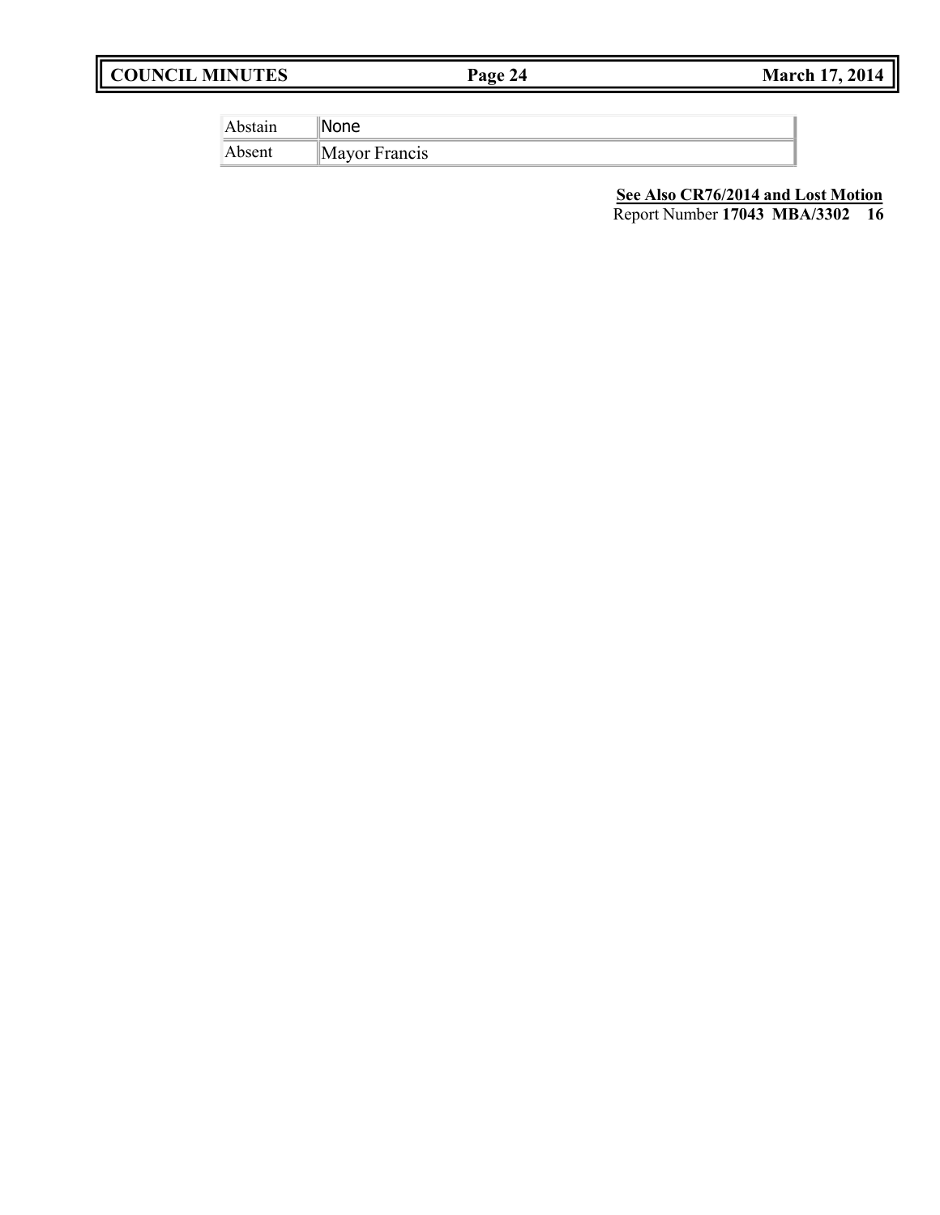| Abstain | None |
| --- | --- |
| Absent | Mayor Francis |

**See Also CR76/2014 and Lost Motion**
Report Number **17043 MBA/3302 16**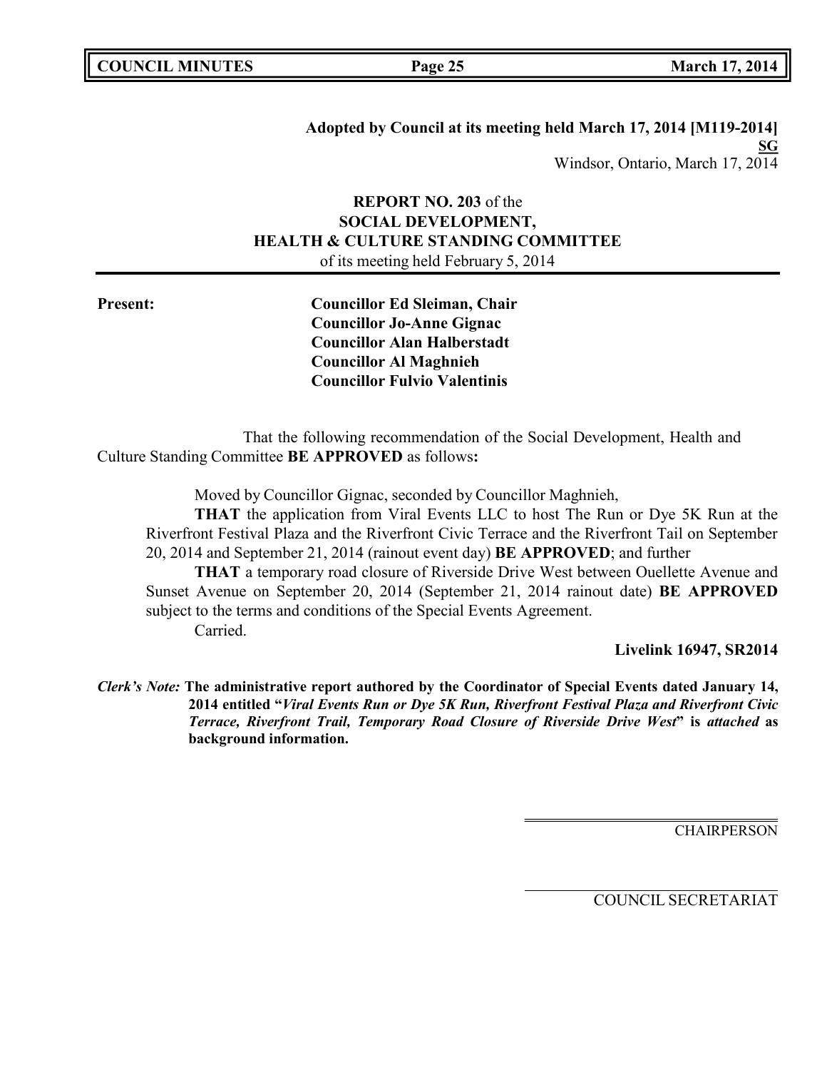**Adopted by Council at its meeting held March 17, 2014 [M119-2014]**
**SG**
Windsor, Ontario, March 17, 2014

**REPORT NO. 203** of the
**SOCIAL DEVELOPMENT,**
**HEALTH & CULTURE STANDING COMMITTEE**
of its meeting held February 5, 2014

**Present:**
**Councillor Ed Sleiman, Chair**
**Councillor Jo-Anne Gignac**
**Councillor Alan Halberstadt**
**Councillor Al Maghnieh**
**Councillor Fulvio Valentinis**

That the following recommendation of the Social Development, Health and Culture Standing Committee **BE APPROVED** as follows**:**

Moved by Councillor Gignac, seconded by Councillor Maghnieh,

**THAT** the application from Viral Events LLC to host The Run or Dye 5K Run at the Riverfront Festival Plaza and the Riverfront Civic Terrace and the Riverfront Tail on September 20, 2014 and September 21, 2014 (rainout event day) **BE APPROVED**; and further

**THAT** a temporary road closure of Riverside Drive West between Ouellette Avenue and Sunset Avenue on September 20, 2014 (September 21, 2014 rainout date) **BE APPROVED** subject to the terms and conditions of the Special Events Agreement.

Carried.

**Livelink 16947, SR2014**

***Clerk's Note:*** **The administrative report authored by the Coordinator of Special Events dated January 14, 2014 entitled "*Viral Events Run or Dye 5K Run, Riverfront Festival Plaza and Riverfront Civic Terrace, Riverfront Trail, Temporary Road Closure of Riverside Drive West*" is *attached* as background information.**

CHAIRPERSON

COUNCIL SECRETARIAT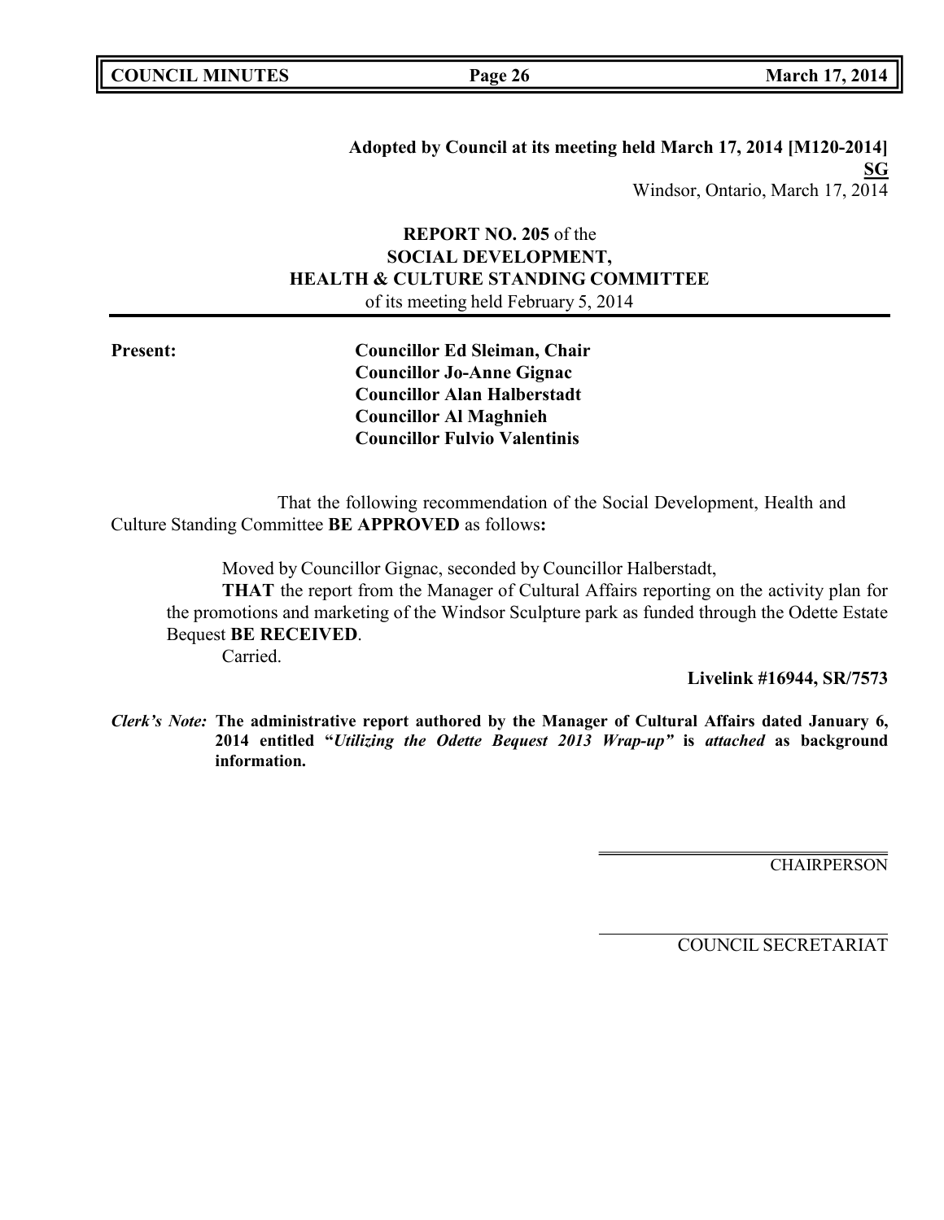**Adopted by Council at its meeting held March 17, 2014 [M120-2014]**
**SG**
Windsor, Ontario, March 17, 2014

**REPORT NO. 205** of the
**SOCIAL DEVELOPMENT,**
**HEALTH & CULTURE STANDING COMMITTEE**
of its meeting held February 5, 2014

**Present:**

**Councillor Ed Sleiman, Chair**
**Councillor Jo-Anne Gignac**
**Councillor Alan Halberstadt**
**Councillor Al Maghnieh**
**Councillor Fulvio Valentinis**

That the following recommendation of the Social Development, Health and Culture Standing Committee **BE APPROVED** as follows**:**

Moved by Councillor Gignac, seconded by Councillor Halberstadt,

**THAT** the report from the Manager of Cultural Affairs reporting on the activity plan for the promotions and marketing of the Windsor Sculpture park as funded through the Odette Estate Bequest **BE RECEIVED**.

Carried.

**Livelink #16944, SR/7573**

***Clerk's Note:*** **The administrative report authored by the Manager of Cultural Affairs dated January 6, 2014 entitled "*Utilizing the Odette Bequest 2013 Wrap-up*" is *attached* as background information.**

CHAIRPERSON

COUNCIL SECRETARIAT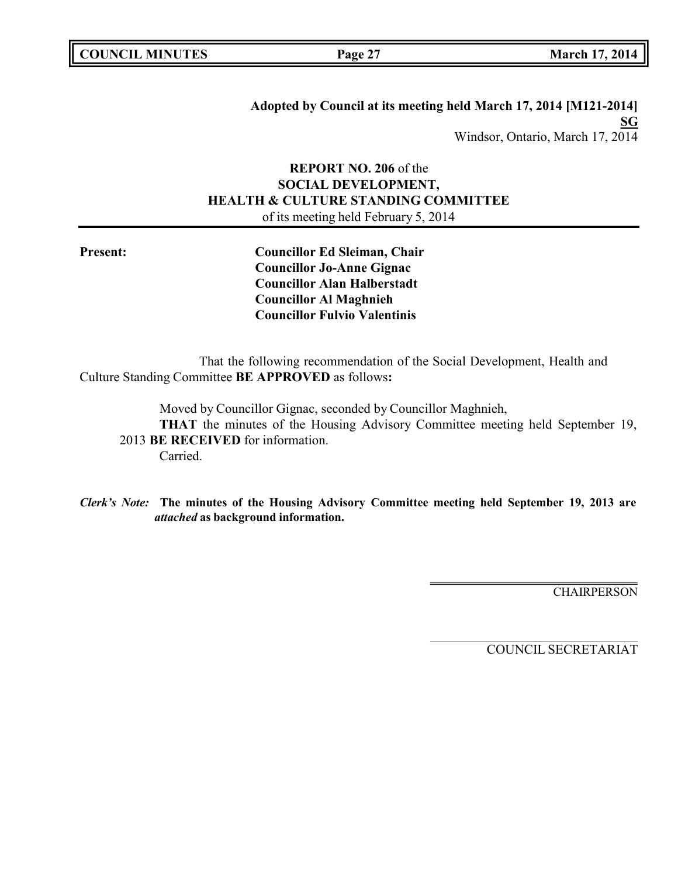**Adopted by Council at its meeting held March 17, 2014 [M121-2014]**
**SG**
Windsor, Ontario, March 17, 2014

**REPORT NO. 206** of the
**SOCIAL DEVELOPMENT,**
**HEALTH & CULTURE STANDING COMMITTEE**
of its meeting held February 5, 2014

**Present:**

**Councillor Ed Sleiman, Chair**
**Councillor Jo-Anne Gignac**
**Councillor Alan Halberstadt**
**Councillor Al Maghnieh**
**Councillor Fulvio Valentinis**

That the following recommendation of the Social Development, Health and Culture Standing Committee **BE APPROVED** as follows**:**

Moved by Councillor Gignac, seconded by Councillor Maghnieh,
**THAT** the minutes of the Housing Advisory Committee meeting held September 19, 2013 **BE RECEIVED** for information.
Carried.

***Clerk's Note:*** **The minutes of the Housing Advisory Committee meeting held September 19, 2013 are *attached* as background information.**

CHAIRPERSON

COUNCIL SECRETARIAT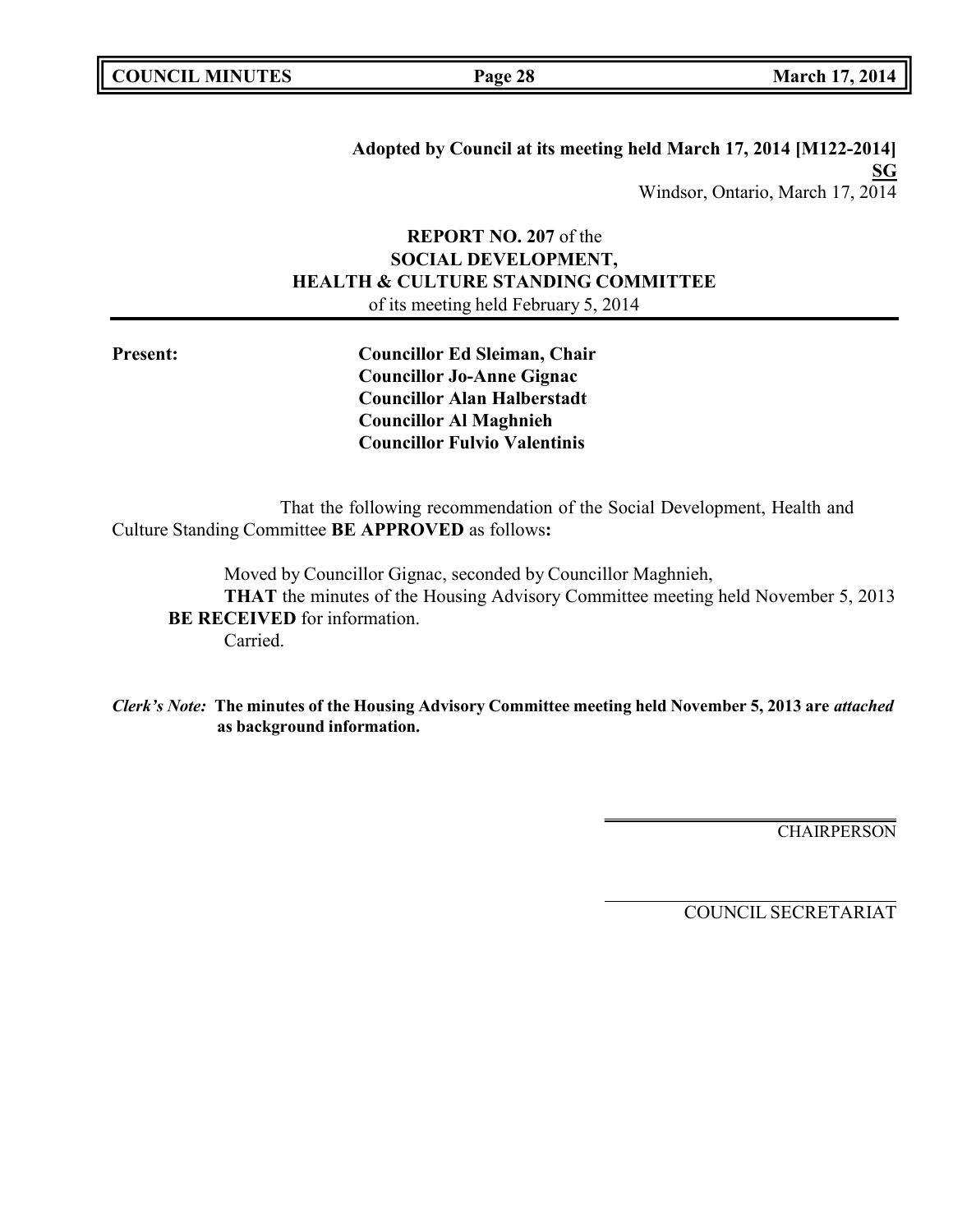**Adopted by Council at its meeting held March 17, 2014 [M122-2014]**
**SG**
Windsor, Ontario, March 17, 2014

**REPORT NO. 207** of the
**SOCIAL DEVELOPMENT, HEALTH & CULTURE STANDING COMMITTEE**
of its meeting held February 5, 2014

**Present:**

**Councillor Ed Sleiman, Chair**
**Councillor Jo-Anne Gignac**
**Councillor Alan Halberstadt**
**Councillor Al Maghnieh**
**Councillor Fulvio Valentinis**

That the following recommendation of the Social Development, Health and Culture Standing Committee **BE APPROVED** as follows**:**

Moved by Councillor Gignac, seconded by Councillor Maghnieh,
**THAT** the minutes of the Housing Advisory Committee meeting held November 5, 2013 **BE RECEIVED** for information.
Carried.

***Clerk's Note:*** **The minutes of the Housing Advisory Committee meeting held November 5, 2013 are *attached* as background information.**

CHAIRPERSON

COUNCIL SECRETARIAT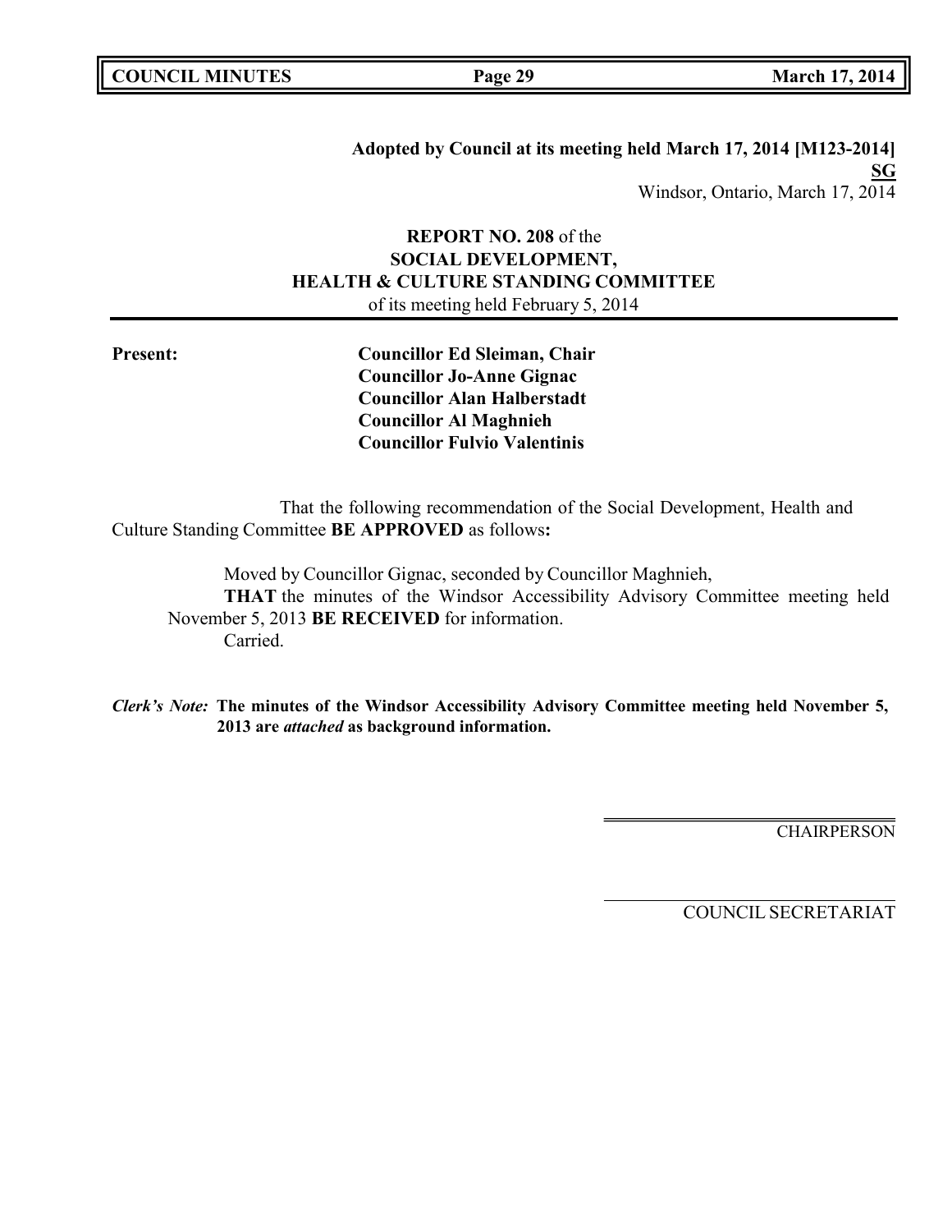**Adopted by Council at its meeting held March 17, 2014 [M123-2014]**
**SG**
Windsor, Ontario, March 17, 2014

**REPORT NO. 208** of the
**SOCIAL DEVELOPMENT,**
**HEALTH & CULTURE STANDING COMMITTEE**
of its meeting held February 5, 2014

**Present:**

**Councillor Ed Sleiman, Chair**
**Councillor Jo-Anne Gignac**
**Councillor Alan Halberstadt**
**Councillor Al Maghnieh**
**Councillor Fulvio Valentinis**

That the following recommendation of the Social Development, Health and Culture Standing Committee **BE APPROVED** as follows**:**

Moved by Councillor Gignac, seconded by Councillor Maghnieh,
**THAT** the minutes of the Windsor Accessibility Advisory Committee meeting held November 5, 2013 **BE RECEIVED** for information.
Carried.

***Clerk's Note:*** **The minutes of the Windsor Accessibility Advisory Committee meeting held November 5, 2013 are *attached* as background information.**

CHAIRPERSON

COUNCIL SECRETARIAT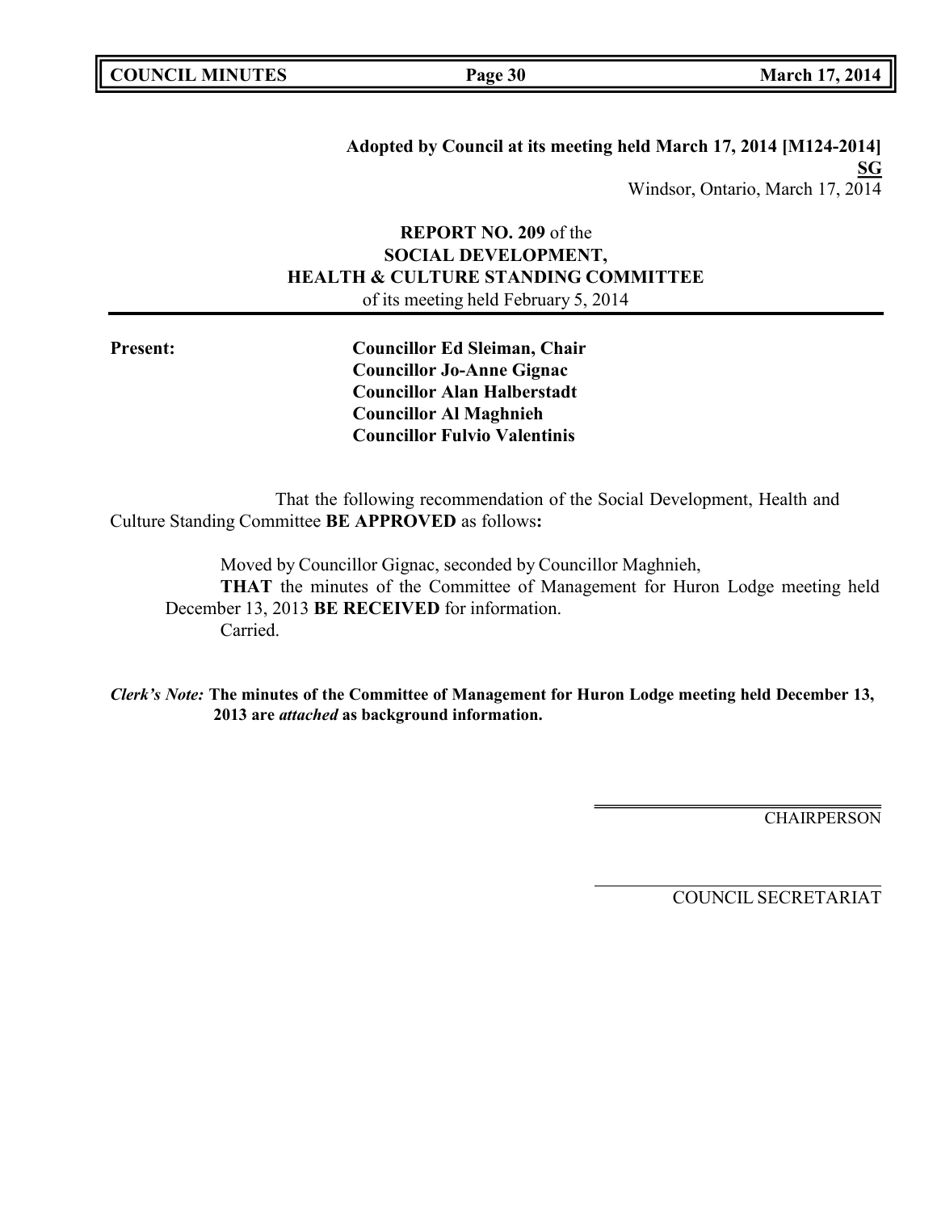**Adopted by Council at its meeting held March 17, 2014 [M124-2014]**
**SG**
Windsor, Ontario, March 17, 2014

**REPORT NO. 209** of the
**SOCIAL DEVELOPMENT,**
**HEALTH & CULTURE STANDING COMMITTEE**
of its meeting held February 5, 2014

**Present:**

**Councillor Ed Sleiman, Chair**
**Councillor Jo-Anne Gignac**
**Councillor Alan Halberstadt**
**Councillor Al Maghnieh**
**Councillor Fulvio Valentinis**

That the following recommendation of the Social Development, Health and Culture Standing Committee **BE APPROVED** as follows**:**

Moved by Councillor Gignac, seconded by Councillor Maghnieh,
**THAT** the minutes of the Committee of Management for Huron Lodge meeting held December 13, 2013 **BE RECEIVED** for information.
Carried.

***Clerk's Note:*** **The minutes of the Committee of Management for Huron Lodge meeting held December 13, 2013 are *attached* as background information.**

CHAIRPERSON

COUNCIL SECRETARIAT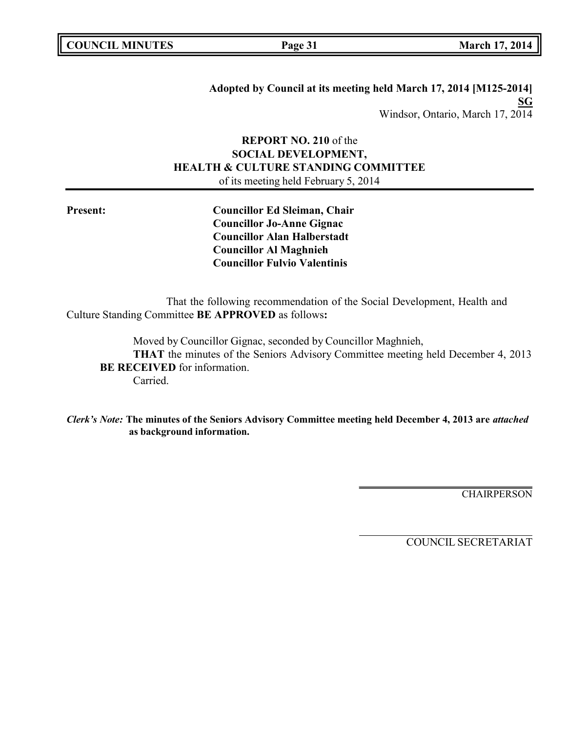**Adopted by Council at its meeting held March 17, 2014 [M125-2014]**
**SG**
Windsor, Ontario, March 17, 2014

**REPORT NO. 210** of the
**SOCIAL DEVELOPMENT,**
**HEALTH & CULTURE STANDING COMMITTEE**
of its meeting held February 5, 2014

**Present:**

**Councillor Ed Sleiman, Chair**
**Councillor Jo-Anne Gignac**
**Councillor Alan Halberstadt**
**Councillor Al Maghnieh**
**Councillor Fulvio Valentinis**

That the following recommendation of the Social Development, Health and Culture Standing Committee **BE APPROVED** as follows**:**

Moved by Councillor Gignac, seconded by Councillor Maghnieh,
**THAT** the minutes of the Seniors Advisory Committee meeting held December 4, 2013 **BE RECEIVED** for information.
Carried.

***Clerk's Note:*** **The minutes of the Seniors Advisory Committee meeting held December 4, 2013 are *attached* as background information.**

CHAIRPERSON

COUNCIL SECRETARIAT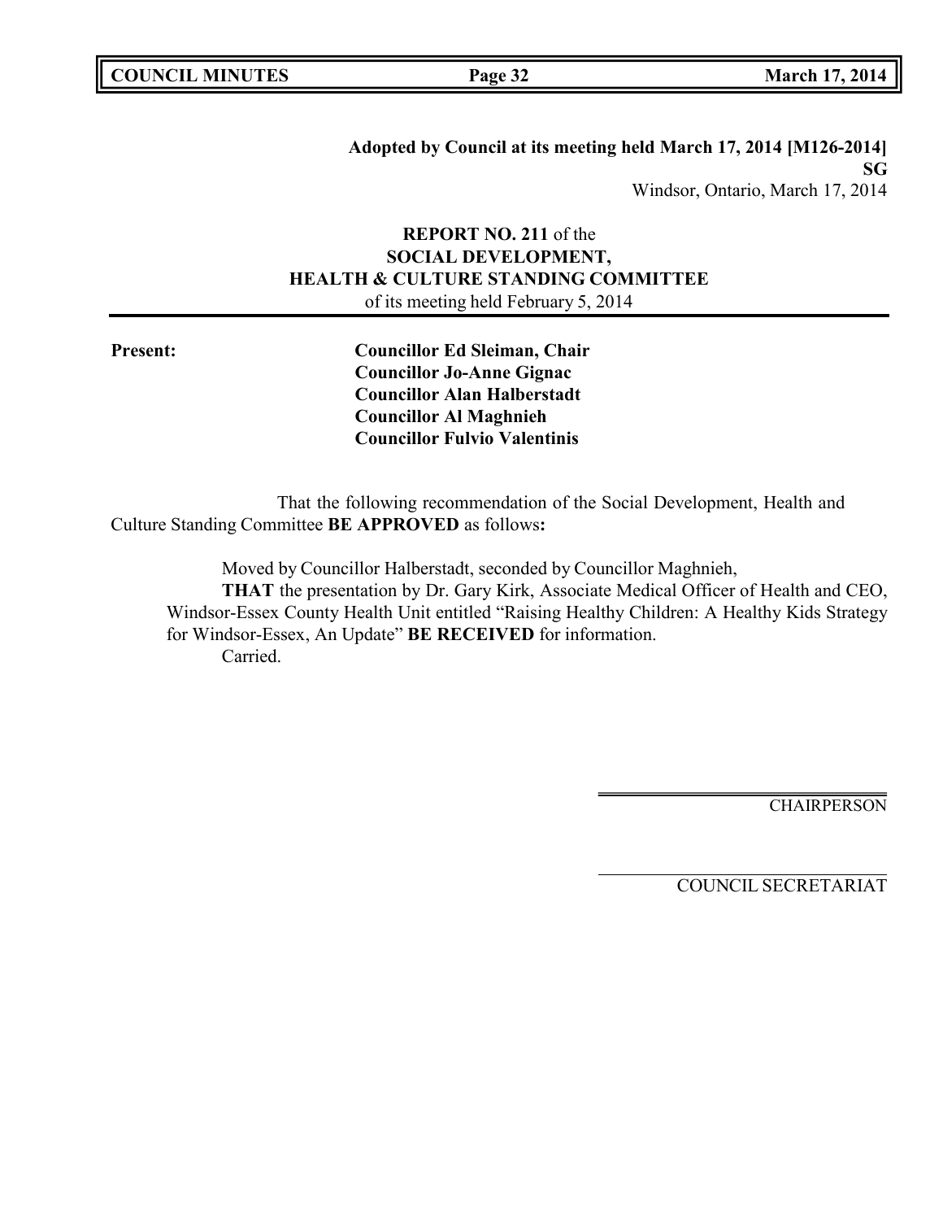**Adopted by Council at its meeting held March 17, 2014 [M126-2014]**
**SG**
Windsor, Ontario, March 17, 2014

**REPORT NO. 211** of the
**SOCIAL DEVELOPMENT,**
**HEALTH & CULTURE STANDING COMMITTEE**
of its meeting held February 5, 2014

**Present:**

**Councillor Ed Sleiman, Chair**
**Councillor Jo-Anne Gignac**
**Councillor Alan Halberstadt**
**Councillor Al Maghnieh**
**Councillor Fulvio Valentinis**

That the following recommendation of the Social Development, Health and Culture Standing Committee **BE APPROVED** as follows**:**

Moved by Councillor Halberstadt, seconded by Councillor Maghnieh,

**THAT** the presentation by Dr. Gary Kirk, Associate Medical Officer of Health and CEO, Windsor-Essex County Health Unit entitled "Raising Healthy Children: A Healthy Kids Strategy for Windsor-Essex, An Update" **BE RECEIVED** for information.

Carried.

CHAIRPERSON

COUNCIL SECRETARIAT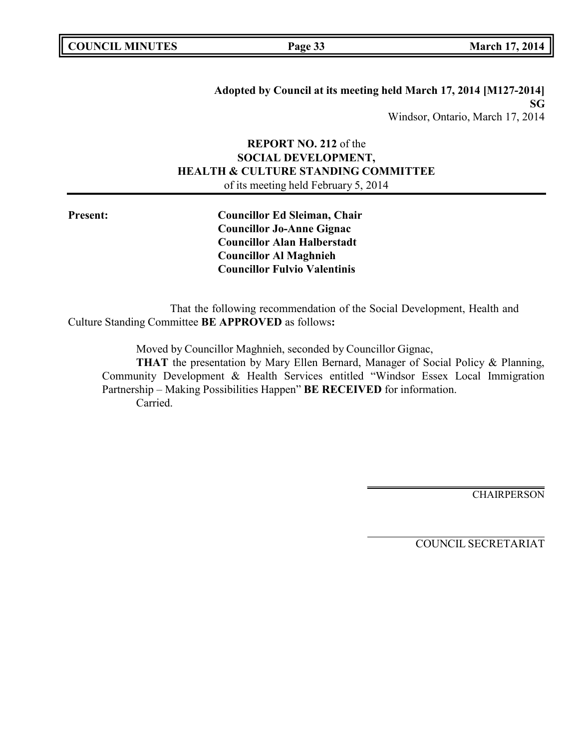**Adopted by Council at its meeting held March 17, 2014 [M127-2014]**
**SG**
Windsor, Ontario, March 17, 2014

**REPORT NO. 212** of the
**SOCIAL DEVELOPMENT,**
**HEALTH & CULTURE STANDING COMMITTEE**
of its meeting held February 5, 2014

**Present:**
**Councillor Ed Sleiman, Chair**
**Councillor Jo-Anne Gignac**
**Councillor Alan Halberstadt**
**Councillor Al Maghnieh**
**Councillor Fulvio Valentinis**

That the following recommendation of the Social Development, Health and Culture Standing Committee **BE APPROVED** as follows**:**

Moved by Councillor Maghnieh, seconded by Councillor Gignac,

**THAT** the presentation by Mary Ellen Bernard, Manager of Social Policy & Planning, Community Development & Health Services entitled "Windsor Essex Local Immigration Partnership – Making Possibilities Happen" **BE RECEIVED** for information.

Carried.

CHAIRPERSON

COUNCIL SECRETARIAT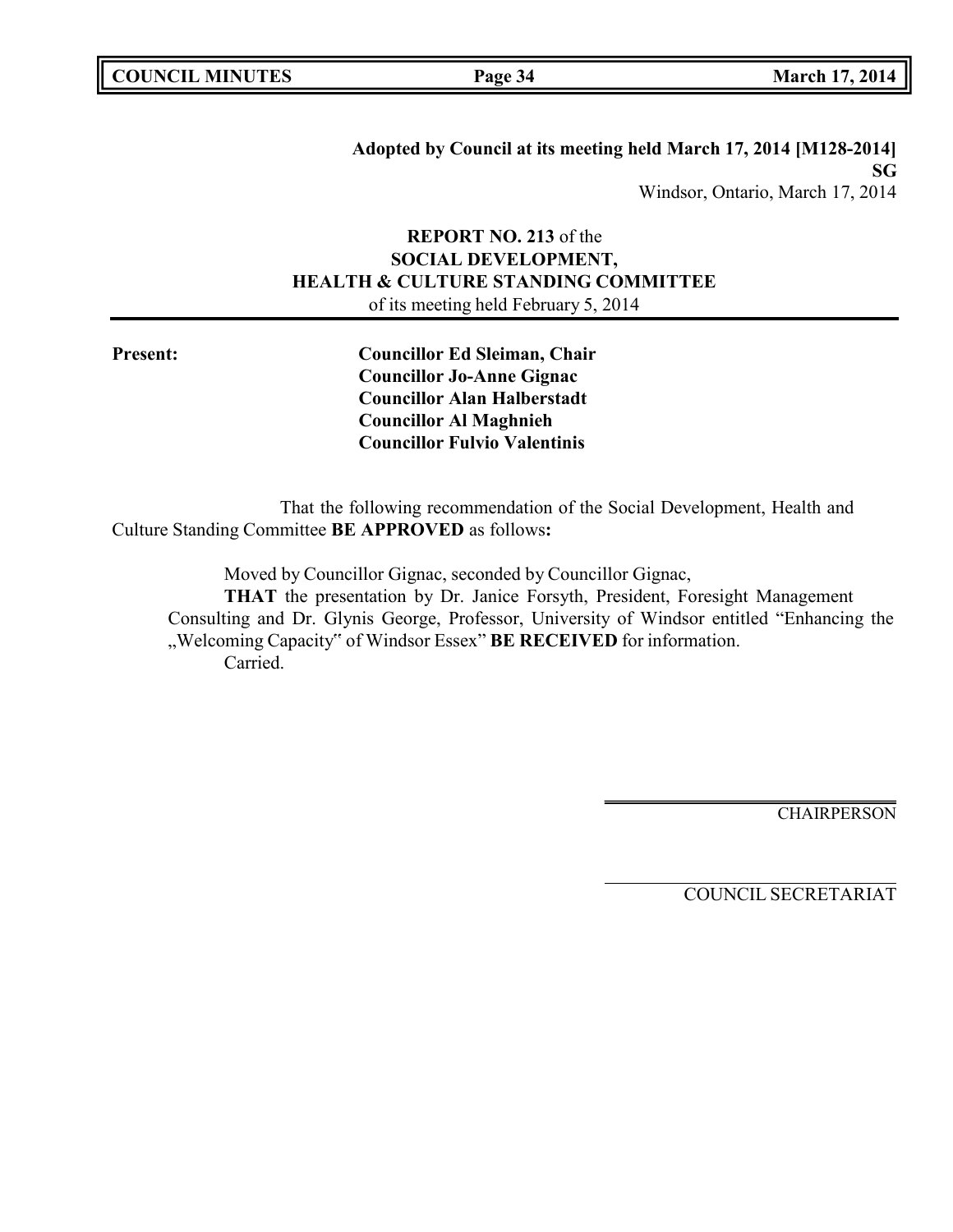**Adopted by Council at its meeting held March 17, 2014 [M128-2014]**
**SG**
Windsor, Ontario, March 17, 2014

**REPORT NO. 213** of the
**SOCIAL DEVELOPMENT,**
**HEALTH & CULTURE STANDING COMMITTEE**
of its meeting held February 5, 2014

---

**Present:**

**Councillor Ed Sleiman, Chair**
**Councillor Jo-Anne Gignac**
**Councillor Alan Halberstadt**
**Councillor Al Maghnieh**
**Councillor Fulvio Valentinis**

That the following recommendation of the Social Development, Health and Culture Standing Committee **BE APPROVED** as follows**:**

Moved by Councillor Gignac, seconded by Councillor Gignac,

**THAT** the presentation by Dr. Janice Forsyth, President, Foresight Management Consulting and Dr. Glynis George, Professor, University of Windsor entitled "Enhancing the „Welcoming Capacity" of Windsor Essex" **BE RECEIVED** for information.

Carried.

CHAIRPERSON

COUNCIL SECRETARIAT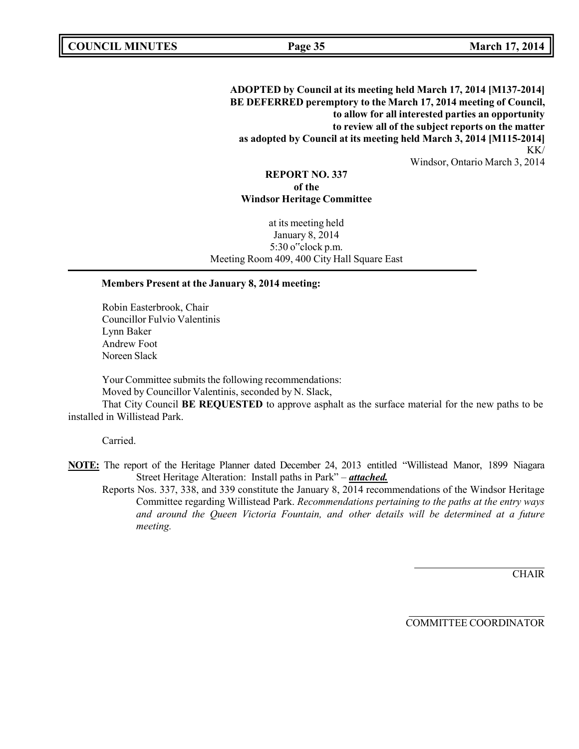**ADOPTED by Council at its meeting held March 17, 2014 [M137-2014]**
**BE DEFERRED peremptory to the March 17, 2014 meeting of Council,**
**to allow for all interested parties an opportunity**
**to review all of the subject reports on the matter**
**as adopted by Council at its meeting held March 3, 2014 [M115-2014]**
KK/
Windsor, Ontario March 3, 2014

**REPORT NO. 337**
**of the**
**Windsor Heritage Committee**

at its meeting held
January 8, 2014
5:30 o"clock p.m.
Meeting Room 409, 400 City Hall Square East

**Members Present at the January 8, 2014 meeting:**

Robin Easterbrook, Chair
Councillor Fulvio Valentinis
Lynn Baker
Andrew Foot
Noreen Slack

Your Committee submits the following recommendations:
Moved by Councillor Valentinis, seconded by N. Slack,
That City Council **BE REQUESTED** to approve asphalt as the surface material for the new paths to be installed in Willistead Park.

Carried.

**NOTE:** The report of the Heritage Planner dated December 24, 2013 entitled "Willistead Manor, 1899 Niagara Street Heritage Alteration: Install paths in Park" – ***attached.***
Reports Nos. 337, 338, and 339 constitute the January 8, 2014 recommendations of the Windsor Heritage Committee regarding Willistead Park. *Recommendations pertaining to the paths at the entry ways and around the Queen Victoria Fountain, and other details will be determined at a future meeting.*

CHAIR

COMMITTEE COORDINATOR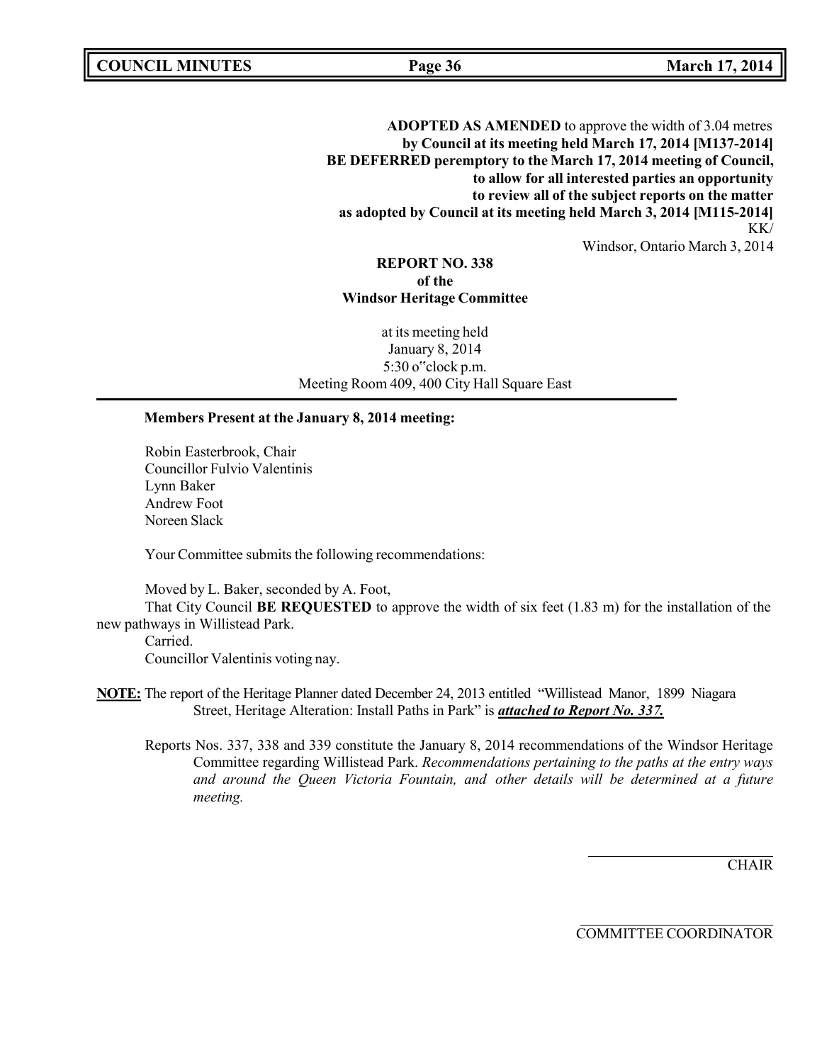**ADOPTED AS AMENDED** to approve the width of 3.04 metres
**by Council at its meeting held March 17, 2014 [M137-2014]**
**BE DEFERRED peremptory to the March 17, 2014 meeting of Council,**
**to allow for all interested parties an opportunity**
**to review all of the subject reports on the matter**
**as adopted by Council at its meeting held March 3, 2014 [M115-2014]**
KK/
Windsor, Ontario March 3, 2014

**REPORT NO. 338**
**of the**
**Windsor Heritage Committee**

at its meeting held
January 8, 2014
5:30 o"clock p.m.
Meeting Room 409, 400 City Hall Square East

---

**Members Present at the January 8, 2014 meeting:**

Robin Easterbrook, Chair
Councillor Fulvio Valentinis
Lynn Baker
Andrew Foot
Noreen Slack

Your Committee submits the following recommendations:

Moved by L. Baker, seconded by A. Foot,
That City Council **BE REQUESTED** to approve the width of six feet (1.83 m) for the installation of the new pathways in Willistead Park.
Carried.
Councillor Valentinis voting nay.

**NOTE:** The report of the Heritage Planner dated December 24, 2013 entitled "Willistead Manor, 1899 Niagara Street, Heritage Alteration: Install Paths in Park" is ***attached to Report No. 337.***

Reports Nos. 337, 338 and 339 constitute the January 8, 2014 recommendations of the Windsor Heritage Committee regarding Willistead Park. *Recommendations pertaining to the paths at the entry ways and around the Queen Victoria Fountain, and other details will be determined at a future meeting.*

CHAIR

COMMITTEE COORDINATOR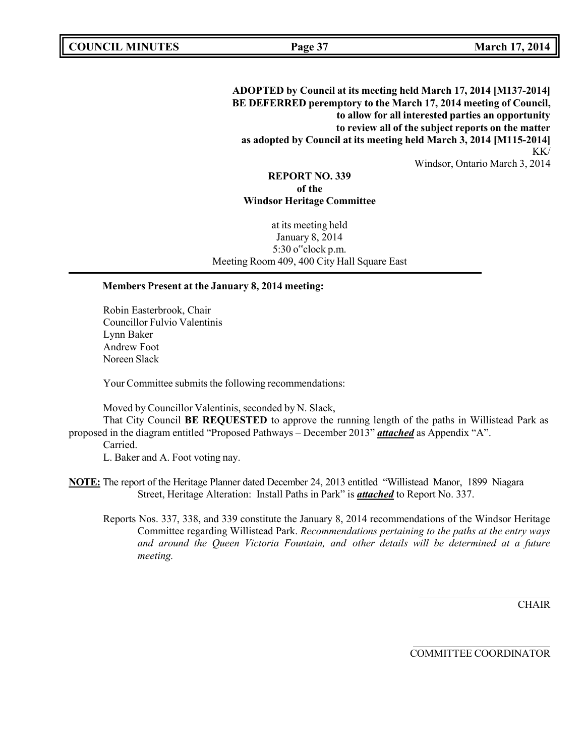**ADOPTED by Council at its meeting held March 17, 2014 [M137-2014]**
**BE DEFERRED peremptory to the March 17, 2014 meeting of Council,**
**to allow for all interested parties an opportunity**
**to review all of the subject reports on the matter**
**as adopted by Council at its meeting held March 3, 2014 [M115-2014]**
KK/
Windsor, Ontario March 3, 2014

**REPORT NO. 339**
**of the**
**Windsor Heritage Committee**

at its meeting held
January 8, 2014
5:30 o"clock p.m.
Meeting Room 409, 400 City Hall Square East

**Members Present at the January 8, 2014 meeting:**

Robin Easterbrook, Chair
Councillor Fulvio Valentinis
Lynn Baker
Andrew Foot
Noreen Slack

Your Committee submits the following recommendations:

Moved by Councillor Valentinis, seconded by N. Slack,
That City Council **BE REQUESTED** to approve the running length of the paths in Willistead Park as proposed in the diagram entitled "Proposed Pathways – December 2013" ***attached*** as Appendix "A".
Carried.
L. Baker and A. Foot voting nay.

**NOTE:** The report of the Heritage Planner dated December 24, 2013 entitled "Willistead Manor, 1899 Niagara Street, Heritage Alteration: Install Paths in Park" is ***attached*** to Report No. 337.

Reports Nos. 337, 338, and 339 constitute the January 8, 2014 recommendations of the Windsor Heritage Committee regarding Willistead Park. *Recommendations pertaining to the paths at the entry ways and around the Queen Victoria Fountain, and other details will be determined at a future meeting.*

CHAIR

COMMITTEE COORDINATOR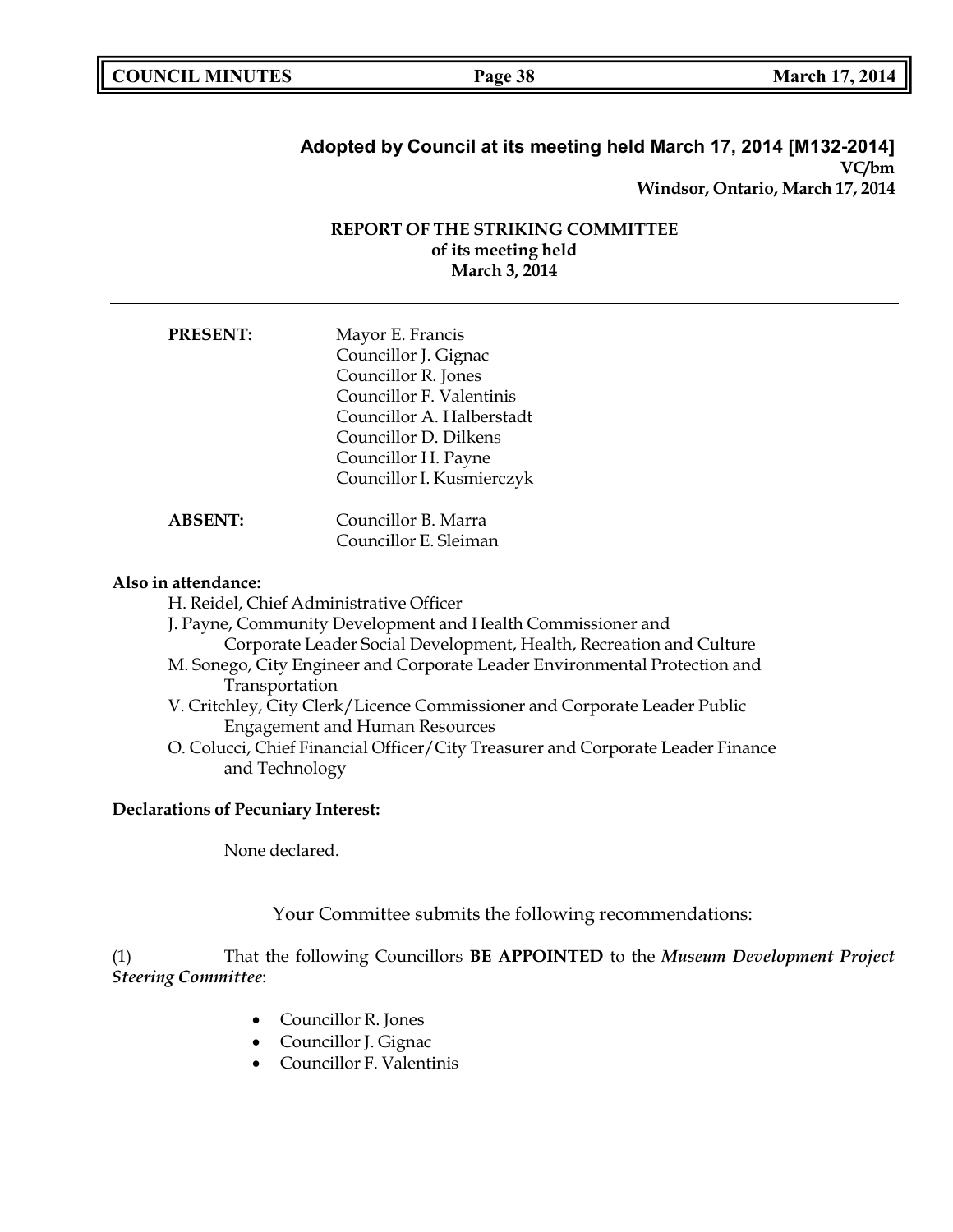**Adopted by Council at its meeting held March 17, 2014 [M132-2014]**
**VC/bm**
**Windsor, Ontario, March 17, 2014**

**REPORT OF THE STRIKING COMMITTEE**
**of its meeting held**
**March 3, 2014**

---

**PRESENT:**
Mayor E. Francis
Councillor J. Gignac
Councillor R. Jones
Councillor F. Valentinis
Councillor A. Halberstadt
Councillor D. Dilkens
Councillor H. Payne
Councillor I. Kusmierczyk

**ABSENT:**
Councillor B. Marra
Councillor E. Sleiman

**Also in attendance:**

H. Reidel, Chief Administrative Officer
J. Payne, Community Development and Health Commissioner and Corporate Leader Social Development, Health, Recreation and Culture
M. Sonego, City Engineer and Corporate Leader Environmental Protection and Transportation
V. Critchley, City Clerk/Licence Commissioner and Corporate Leader Public Engagement and Human Resources
O. Colucci, Chief Financial Officer/City Treasurer and Corporate Leader Finance and Technology

**Declarations of Pecuniary Interest:**

None declared.

Your Committee submits the following recommendations:

(1) That the following Councillors **BE APPOINTED** to the *Museum Development Project Steering Committee*:

- Councillor R. Jones
- Councillor J. Gignac
- Councillor F. Valentinis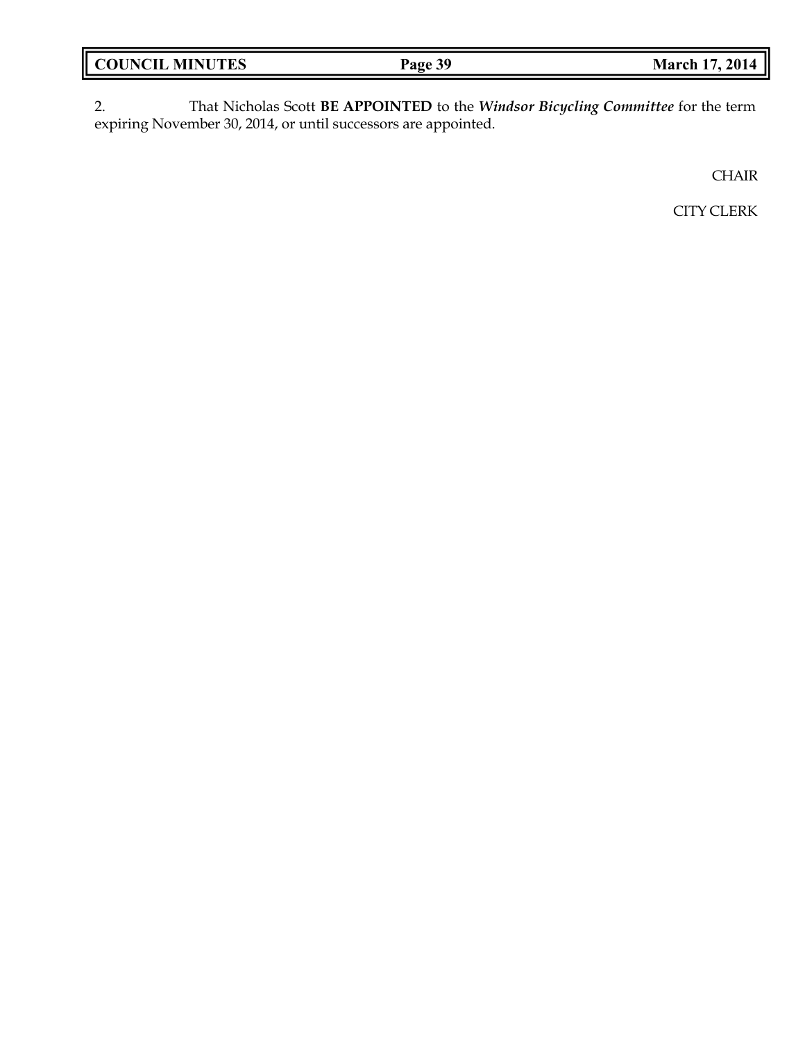2. That Nicholas Scott **BE APPOINTED** to the ***Windsor Bicycling Committee*** for the term expiring November 30, 2014, or until successors are appointed.

CHAIR

CITY CLERK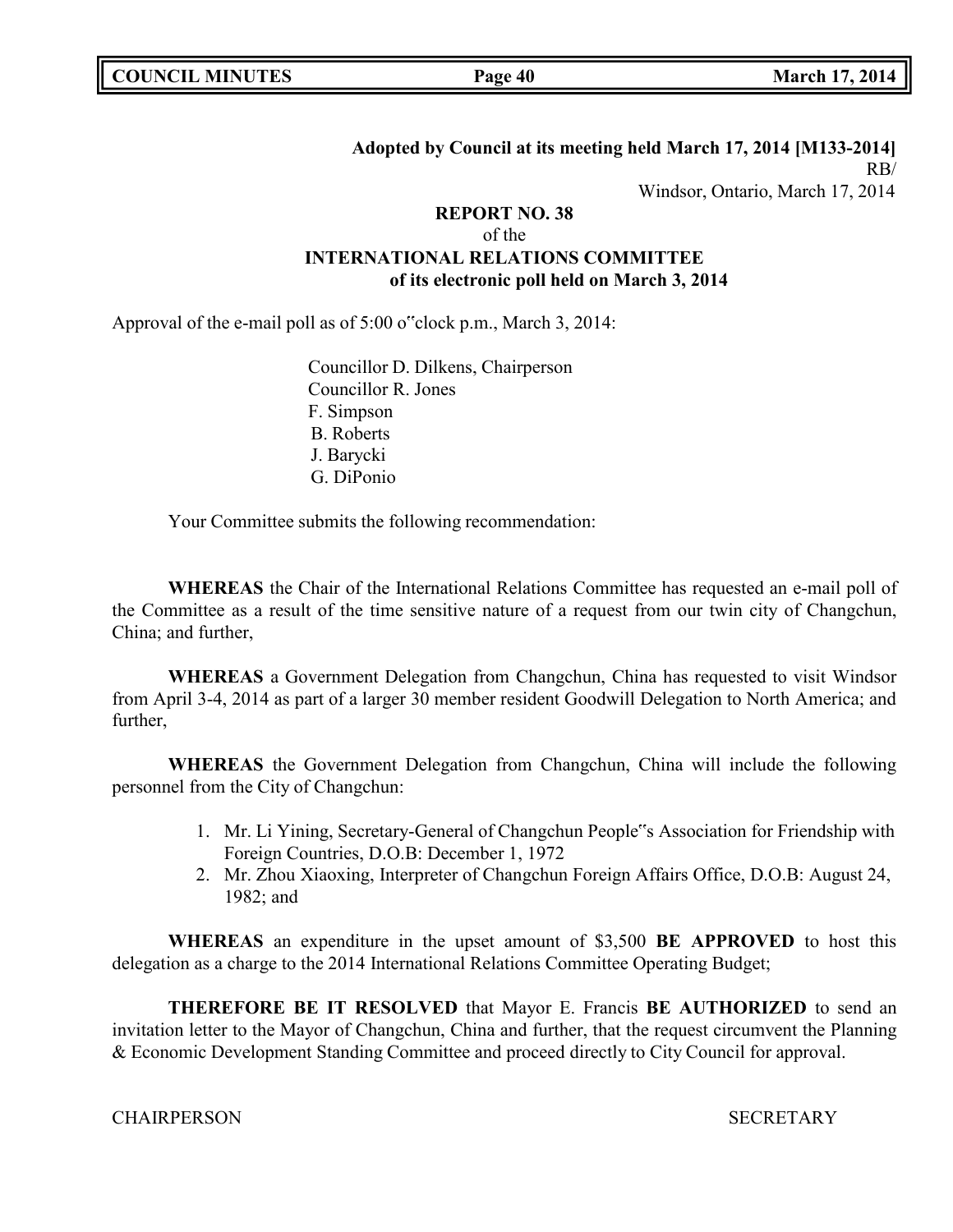**Adopted by Council at its meeting held March 17, 2014 [M133-2014]**

RB/

Windsor, Ontario, March 17, 2014

**REPORT NO. 38**

of the

**INTERNATIONAL RELATIONS COMMITTEE**

**of its electronic poll held on March 3, 2014**

Approval of the e-mail poll as of 5:00 o"clock p.m., March 3, 2014:

Councillor D. Dilkens, Chairperson
Councillor R. Jones
F. Simpson
B. Roberts
J. Barycki
G. DiPonio

Your Committee submits the following recommendation:

**WHEREAS** the Chair of the International Relations Committee has requested an e-mail poll of the Committee as a result of the time sensitive nature of a request from our twin city of Changchun, China; and further,

**WHEREAS** a Government Delegation from Changchun, China has requested to visit Windsor from April 3-4, 2014 as part of a larger 30 member resident Goodwill Delegation to North America; and further,

**WHEREAS** the Government Delegation from Changchun, China will include the following personnel from the City of Changchun:

1. Mr. Li Yining, Secretary-General of Changchun People"s Association for Friendship with Foreign Countries, D.O.B: December 1, 1972
2. Mr. Zhou Xiaoxing, Interpreter of Changchun Foreign Affairs Office, D.O.B: August 24, 1982; and

**WHEREAS** an expenditure in the upset amount of $3,500 **BE APPROVED** to host this delegation as a charge to the 2014 International Relations Committee Operating Budget;

**THEREFORE BE IT RESOLVED** that Mayor E. Francis **BE AUTHORIZED** to send an invitation letter to the Mayor of Changchun, China and further, that the request circumvent the Planning & Economic Development Standing Committee and proceed directly to City Council for approval.

CHAIRPERSON SECRETARY